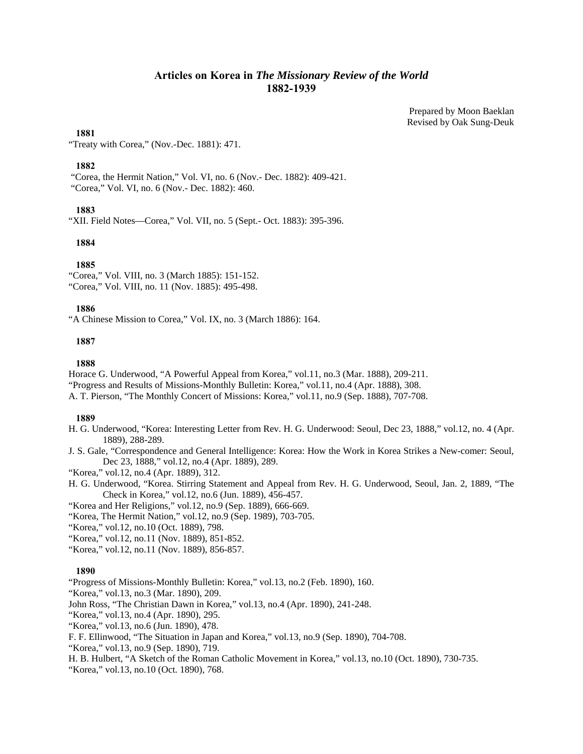# Articles on Korea in *The Missionary Review of the World* 1882-1939

Prepared by Moon Baeklan
Revised by Oak Sung-Deuk

**1881**

"Treaty with Corea," (Nov.-Dec. 1881): 471.

**1882**

"Corea, the Hermit Nation," Vol. VI, no. 6 (Nov.- Dec. 1882): 409-421.
"Corea," Vol. VI, no. 6 (Nov.- Dec. 1882): 460.

**1883**

"XII. Field Notes—Corea," Vol. VII, no. 5 (Sept.- Oct. 1883): 395-396.

**1884**

**1885**

"Corea," Vol. VIII, no. 3 (March 1885): 151-152.
"Corea," Vol. VIII, no. 11 (Nov. 1885): 495-498.

**1886**

"A Chinese Mission to Corea," Vol. IX, no. 3 (March 1886): 164.

**1887**

**1888**

Horace G. Underwood, "A Powerful Appeal from Korea," vol.11, no.3 (Mar. 1888), 209-211.
"Progress and Results of Missions-Monthly Bulletin: Korea," vol.11, no.4 (Apr. 1888), 308.
A. T. Pierson, "The Monthly Concert of Missions: Korea," vol.11, no.9 (Sep. 1888), 707-708.

**1889**

H. G. Underwood, "Korea: Interesting Letter from Rev. H. G. Underwood: Seoul, Dec 23, 1888," vol.12, no. 4 (Apr. 1889), 288-289.
J. S. Gale, "Correspondence and General Intelligence: Korea: How the Work in Korea Strikes a New-comer: Seoul, Dec 23, 1888," vol.12, no.4 (Apr. 1889), 289.
"Korea," vol.12, no.4 (Apr. 1889), 312.
H. G. Underwood, "Korea. Stirring Statement and Appeal from Rev. H. G. Underwood, Seoul, Jan. 2, 1889, "The Check in Korea," vol.12, no.6 (Jun. 1889), 456-457.
"Korea and Her Religions," vol.12, no.9 (Sep. 1889), 666-669.
"Korea, The Hermit Nation," vol.12, no.9 (Sep. 1989), 703-705.
"Korea," vol.12, no.10 (Oct. 1889), 798.
"Korea," vol.12, no.11 (Nov. 1889), 851-852.
"Korea," vol.12, no.11 (Nov. 1889), 856-857.

**1890**

"Progress of Missions-Monthly Bulletin: Korea," vol.13, no.2 (Feb. 1890), 160.
"Korea," vol.13, no.3 (Mar. 1890), 209.
John Ross, "The Christian Dawn in Korea," vol.13, no.4 (Apr. 1890), 241-248.
"Korea," vol.13, no.4 (Apr. 1890), 295.
"Korea," vol.13, no.6 (Jun. 1890), 478.
F. F. Ellinwood, "The Situation in Japan and Korea," vol.13, no.9 (Sep. 1890), 704-708.
"Korea," vol.13, no.9 (Sep. 1890), 719.
H. B. Hulbert, "A Sketch of the Roman Catholic Movement in Korea," vol.13, no.10 (Oct. 1890), 730-735.
"Korea," vol.13, no.10 (Oct. 1890), 768.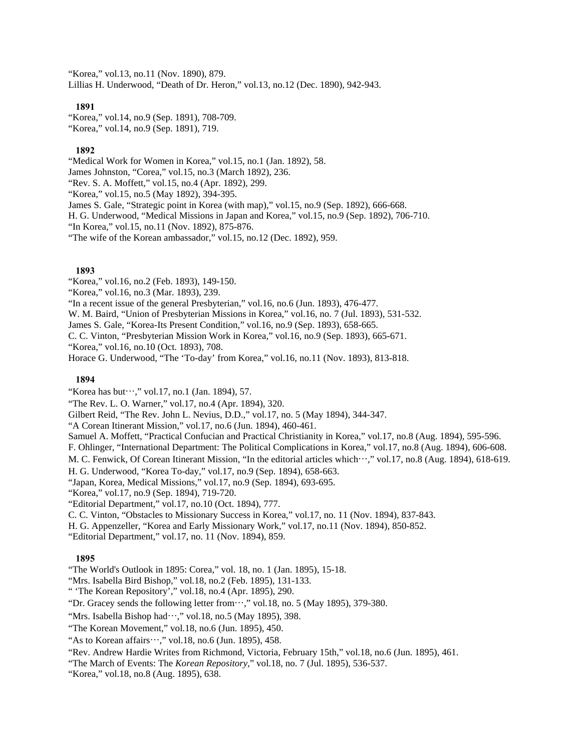"Korea," vol.13, no.11 (Nov. 1890), 879.
Lillias H. Underwood, "Death of Dr. Heron," vol.13, no.12 (Dec. 1890), 942-943.

**1891**

"Korea," vol.14, no.9 (Sep. 1891), 708-709.
"Korea," vol.14, no.9 (Sep. 1891), 719.

**1892**

"Medical Work for Women in Korea," vol.15, no.1 (Jan. 1892), 58.
James Johnston, "Corea," vol.15, no.3 (March 1892), 236.
"Rev. S. A. Moffett," vol.15, no.4 (Apr. 1892), 299.
"Korea," vol.15, no.5 (May 1892), 394-395.
James S. Gale, "Strategic point in Korea (with map)," vol.15, no.9 (Sep. 1892), 666-668.
H. G. Underwood, "Medical Missions in Japan and Korea," vol.15, no.9 (Sep. 1892), 706-710.
"In Korea," vol.15, no.11 (Nov. 1892), 875-876.
"The wife of the Korean ambassador," vol.15, no.12 (Dec. 1892), 959.

**1893**

"Korea," vol.16, no.2 (Feb. 1893), 149-150.
"Korea," vol.16, no.3 (Mar. 1893), 239.
"In a recent issue of the general Presbyterian," vol.16, no.6 (Jun. 1893), 476-477.
W. M. Baird, "Union of Presbyterian Missions in Korea," vol.16, no. 7 (Jul. 1893), 531-532.
James S. Gale, "Korea-Its Present Condition," vol.16, no.9 (Sep. 1893), 658-665.
C. C. Vinton, "Presbyterian Mission Work in Korea," vol.16, no.9 (Sep. 1893), 665-671.
"Korea," vol.16, no.10 (Oct. 1893), 708.
Horace G. Underwood, "The 'To-day' from Korea," vol.16, no.11 (Nov. 1893), 813-818.

**1894**

"Korea has but⋯," vol.17, no.1 (Jan. 1894), 57.
"The Rev. L. O. Warner," vol.17, no.4 (Apr. 1894), 320.
Gilbert Reid, "The Rev. John L. Nevius, D.D.," vol.17, no. 5 (May 1894), 344-347.
"A Corean Itinerant Mission," vol.17, no.6 (Jun. 1894), 460-461.
Samuel A. Moffett, "Practical Confucian and Practical Christianity in Korea," vol.17, no.8 (Aug. 1894), 595-596.
F. Ohlinger, "International Department: The Political Complications in Korea," vol.17, no.8 (Aug. 1894), 606-608.
M. C. Fenwick, Of Corean Itinerant Mission, "In the editorial articles which⋯," vol.17, no.8 (Aug. 1894), 618-619.
H. G. Underwood, "Korea To-day," vol.17, no.9 (Sep. 1894), 658-663.
"Japan, Korea, Medical Missions," vol.17, no.9 (Sep. 1894), 693-695.
"Korea," vol.17, no.9 (Sep. 1894), 719-720.
"Editorial Department," vol.17, no.10 (Oct. 1894), 777.
C. C. Vinton, "Obstacles to Missionary Success in Korea," vol.17, no. 11 (Nov. 1894), 837-843.
H. G. Appenzeller, "Korea and Early Missionary Work," vol.17, no.11 (Nov. 1894), 850-852.
"Editorial Department," vol.17, no. 11 (Nov. 1894), 859.

**1895**

"The World's Outlook in 1895: Corea," vol. 18, no. 1 (Jan. 1895), 15-18.
"Mrs. Isabella Bird Bishop," vol.18, no.2 (Feb. 1895), 131-133.
" 'The Korean Repository'," vol.18, no.4 (Apr. 1895), 290.
"Dr. Gracey sends the following letter from⋯," vol.18, no. 5 (May 1895), 379-380.
"Mrs. Isabella Bishop had⋯," vol.18, no.5 (May 1895), 398.
"The Korean Movement," vol.18, no.6 (Jun. 1895), 450.
"As to Korean affairs⋯," vol.18, no.6 (Jun. 1895), 458.
"Rev. Andrew Hardie Writes from Richmond, Victoria, February 15th," vol.18, no.6 (Jun. 1895), 461.
"The March of Events: The *Korean Repository*," vol.18, no. 7 (Jul. 1895), 536-537.
"Korea," vol.18, no.8 (Aug. 1895), 638.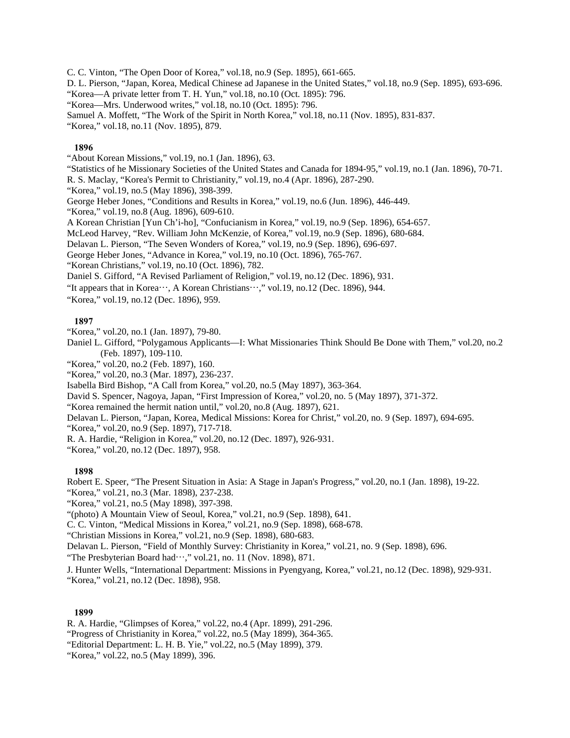C. C. Vinton, “The Open Door of Korea,” vol.18, no.9 (Sep. 1895), 661-665.

D. L. Pierson, “Japan, Korea, Medical Chinese ad Japanese in the United States,” vol.18, no.9 (Sep. 1895), 693-696.

“Korea—A private letter from T. H. Yun,” vol.18, no.10 (Oct. 1895): 796.

“Korea—Mrs. Underwood writes,” vol.18, no.10 (Oct. 1895): 796.

Samuel A. Moffett, “The Work of the Spirit in North Korea,” vol.18, no.11 (Nov. 1895), 831-837.

“Korea,” vol.18, no.11 (Nov. 1895), 879.

**1896**

“About Korean Missions,” vol.19, no.1 (Jan. 1896), 63.

“Statistics of he Missionary Societies of the United States and Canada for 1894-95,” vol.19, no.1 (Jan. 1896), 70-71.

R. S. Maclay, “Korea's Permit to Christianity,” vol.19, no.4 (Apr. 1896), 287-290.

“Korea,” vol.19, no.5 (May 1896), 398-399.

George Heber Jones, “Conditions and Results in Korea,” vol.19, no.6 (Jun. 1896), 446-449.

“Korea,” vol.19, no.8 (Aug. 1896), 609-610.

A Korean Christian [Yun Ch’i-ho], “Confucianism in Korea,” vol.19, no.9 (Sep. 1896), 654-657.

McLeod Harvey, “Rev. William John McKenzie, of Korea,” vol.19, no.9 (Sep. 1896), 680-684.

Delavan L. Pierson, “The Seven Wonders of Korea,” vol.19, no.9 (Sep. 1896), 696-697.

George Heber Jones, “Advance in Korea,” vol.19, no.10 (Oct. 1896), 765-767.

“Korean Christians,” vol.19, no.10 (Oct. 1896), 782.

Daniel S. Gifford, “A Revised Parliament of Religion,” vol.19, no.12 (Dec. 1896), 931.

“It appears that in Korea⋯, A Korean Christians⋯,” vol.19, no.12 (Dec. 1896), 944.

“Korea,” vol.19, no.12 (Dec. 1896), 959.

**1897**

“Korea,” vol.20, no.1 (Jan. 1897), 79-80.

Daniel L. Gifford, “Polygamous Applicants—I: What Missionaries Think Should Be Done with Them,” vol.20, no.2 (Feb. 1897), 109-110.

“Korea,” vol.20, no.2 (Feb. 1897), 160.

“Korea,” vol.20, no.3 (Mar. 1897), 236-237.

Isabella Bird Bishop, “A Call from Korea,” vol.20, no.5 (May 1897), 363-364.

David S. Spencer, Nagoya, Japan, “First Impression of Korea,” vol.20, no. 5 (May 1897), 371-372.

“Korea remained the hermit nation until,” vol.20, no.8 (Aug. 1897), 621.

Delavan L. Pierson, “Japan, Korea, Medical Missions: Korea for Christ,” vol.20, no. 9 (Sep. 1897), 694-695.

“Korea,” vol.20, no.9 (Sep. 1897), 717-718.

R. A. Hardie, “Religion in Korea,” vol.20, no.12 (Dec. 1897), 926-931.

“Korea,” vol.20, no.12 (Dec. 1897), 958.

**1898**

Robert E. Speer, “The Present Situation in Asia: A Stage in Japan's Progress,” vol.20, no.1 (Jan. 1898), 19-22.

“Korea,” vol.21, no.3 (Mar. 1898), 237-238.

“Korea,” vol.21, no.5 (May 1898), 397-398.

“(photo) A Mountain View of Seoul, Korea,” vol.21, no.9 (Sep. 1898), 641.

C. C. Vinton, “Medical Missions in Korea,” vol.21, no.9 (Sep. 1898), 668-678.

“Christian Missions in Korea,” vol.21, no.9 (Sep. 1898), 680-683.

Delavan L. Pierson, “Field of Monthly Survey: Christianity in Korea,” vol.21, no. 9 (Sep. 1898), 696.

“The Presbyterian Board had⋯,” vol.21, no. 11 (Nov. 1898), 871.

J. Hunter Wells, “International Department: Missions in Pyengyang, Korea,” vol.21, no.12 (Dec. 1898), 929-931.

“Korea,” vol.21, no.12 (Dec. 1898), 958.

**1899**

R. A. Hardie, “Glimpses of Korea,” vol.22, no.4 (Apr. 1899), 291-296.

“Progress of Christianity in Korea,” vol.22, no.5 (May 1899), 364-365.

“Editorial Department: L. H. B. Yie,” vol.22, no.5 (May 1899), 379.

“Korea,” vol.22, no.5 (May 1899), 396.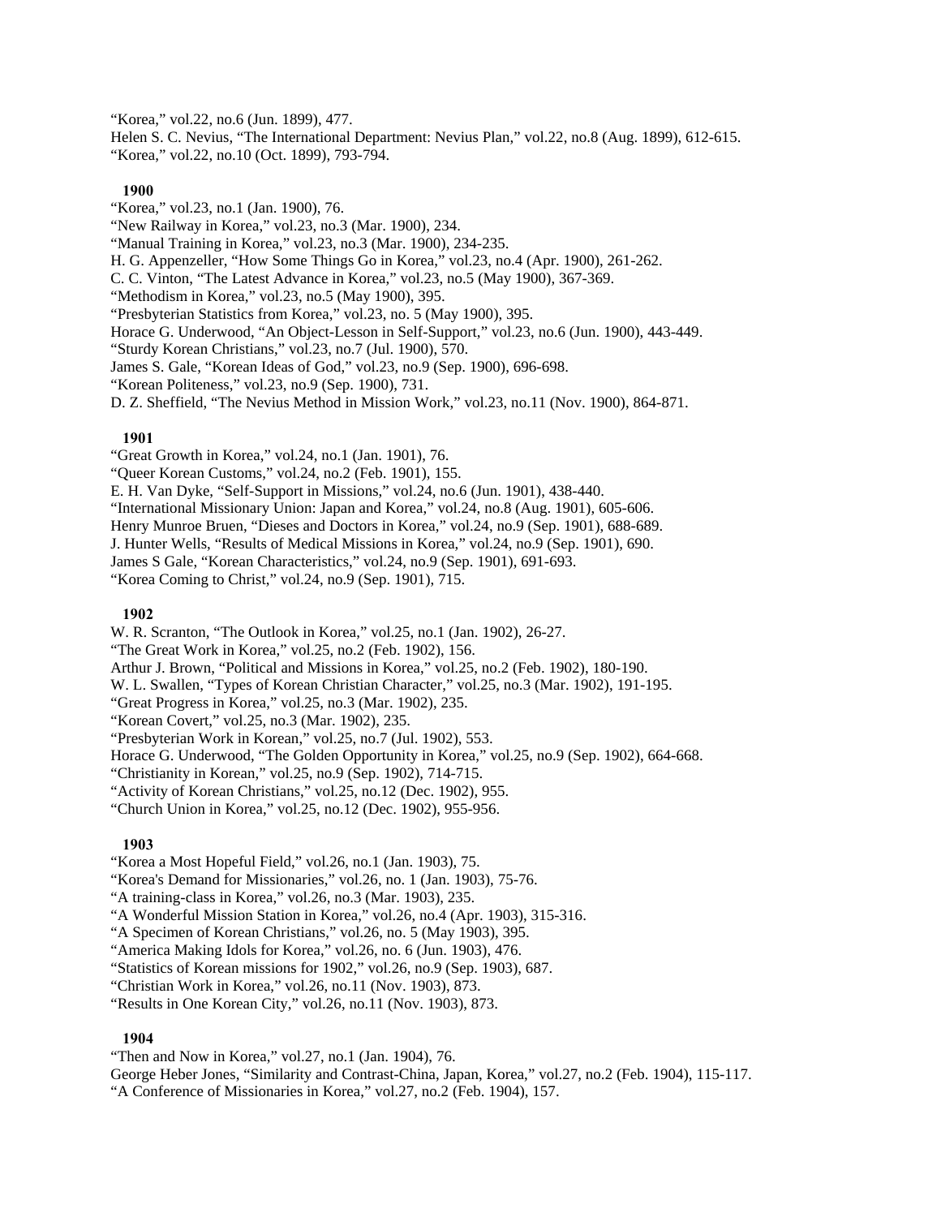“Korea,” vol.22, no.6 (Jun. 1899), 477.
Helen S. C. Nevius, “The International Department: Nevius Plan,” vol.22, no.8 (Aug. 1899), 612-615.
“Korea,” vol.22, no.10 (Oct. 1899), 793-794.

**1900**

“Korea,” vol.23, no.1 (Jan. 1900), 76.
“New Railway in Korea,” vol.23, no.3 (Mar. 1900), 234.
“Manual Training in Korea,” vol.23, no.3 (Mar. 1900), 234-235.
H. G. Appenzeller, “How Some Things Go in Korea,” vol.23, no.4 (Apr. 1900), 261-262.
C. C. Vinton, “The Latest Advance in Korea,” vol.23, no.5 (May 1900), 367-369.
“Methodism in Korea,” vol.23, no.5 (May 1900), 395.
“Presbyterian Statistics from Korea,” vol.23, no. 5 (May 1900), 395.
Horace G. Underwood, “An Object-Lesson in Self-Support,” vol.23, no.6 (Jun. 1900), 443-449.
“Sturdy Korean Christians,” vol.23, no.7 (Jul. 1900), 570.
James S. Gale, “Korean Ideas of God,” vol.23, no.9 (Sep. 1900), 696-698.
“Korean Politeness,” vol.23, no.9 (Sep. 1900), 731.
D. Z. Sheffield, “The Nevius Method in Mission Work,” vol.23, no.11 (Nov. 1900), 864-871.

**1901**

“Great Growth in Korea,” vol.24, no.1 (Jan. 1901), 76.
“Queer Korean Customs,” vol.24, no.2 (Feb. 1901), 155.
E. H. Van Dyke, “Self-Support in Missions,” vol.24, no.6 (Jun. 1901), 438-440.
“International Missionary Union: Japan and Korea,” vol.24, no.8 (Aug. 1901), 605-606.
Henry Munroe Bruen, “Dieses and Doctors in Korea,” vol.24, no.9 (Sep. 1901), 688-689.
J. Hunter Wells, “Results of Medical Missions in Korea,” vol.24, no.9 (Sep. 1901), 690.
James S Gale, “Korean Characteristics,” vol.24, no.9 (Sep. 1901), 691-693.
“Korea Coming to Christ,” vol.24, no.9 (Sep. 1901), 715.

**1902**

W. R. Scranton, “The Outlook in Korea,” vol.25, no.1 (Jan. 1902), 26-27.
“The Great Work in Korea,” vol.25, no.2 (Feb. 1902), 156.
Arthur J. Brown, “Political and Missions in Korea,” vol.25, no.2 (Feb. 1902), 180-190.
W. L. Swallen, “Types of Korean Christian Character,” vol.25, no.3 (Mar. 1902), 191-195.
“Great Progress in Korea,” vol.25, no.3 (Mar. 1902), 235.
“Korean Covert,” vol.25, no.3 (Mar. 1902), 235.
“Presbyterian Work in Korean,” vol.25, no.7 (Jul. 1902), 553.
Horace G. Underwood, “The Golden Opportunity in Korea,” vol.25, no.9 (Sep. 1902), 664-668.
“Christianity in Korean,” vol.25, no.9 (Sep. 1902), 714-715.
“Activity of Korean Christians,” vol.25, no.12 (Dec. 1902), 955.
“Church Union in Korea,” vol.25, no.12 (Dec. 1902), 955-956.

**1903**

“Korea a Most Hopeful Field,” vol.26, no.1 (Jan. 1903), 75.
“Korea's Demand for Missionaries,” vol.26, no. 1 (Jan. 1903), 75-76.
“A training-class in Korea,” vol.26, no.3 (Mar. 1903), 235.
“A Wonderful Mission Station in Korea,” vol.26, no.4 (Apr. 1903), 315-316.
“A Specimen of Korean Christians,” vol.26, no. 5 (May 1903), 395.
“America Making Idols for Korea,” vol.26, no. 6 (Jun. 1903), 476.
“Statistics of Korean missions for 1902,” vol.26, no.9 (Sep. 1903), 687.
“Christian Work in Korea,” vol.26, no.11 (Nov. 1903), 873.
“Results in One Korean City,” vol.26, no.11 (Nov. 1903), 873.

**1904**

“Then and Now in Korea,” vol.27, no.1 (Jan. 1904), 76.
George Heber Jones, “Similarity and Contrast-China, Japan, Korea,” vol.27, no.2 (Feb. 1904), 115-117.
“A Conference of Missionaries in Korea,” vol.27, no.2 (Feb. 1904), 157.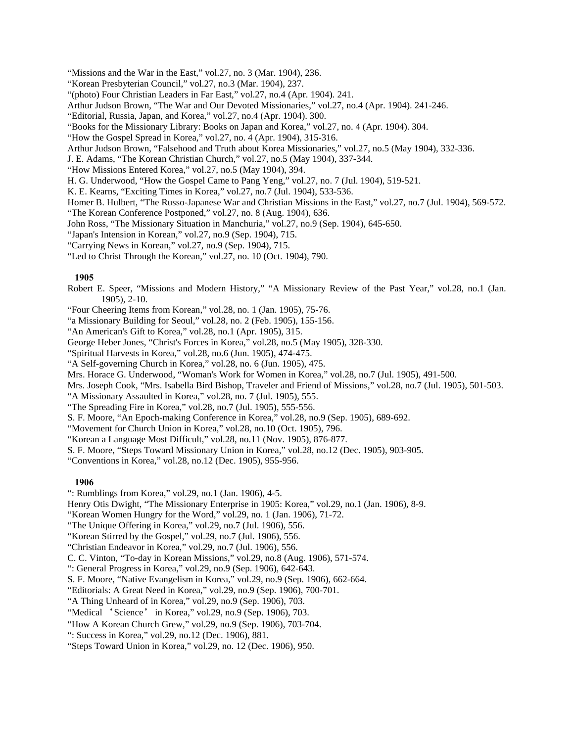“Missions and the War in the East,” vol.27, no. 3 (Mar. 1904), 236.
“Korean Presbyterian Council,” vol.27, no.3 (Mar. 1904), 237.
“(photo) Four Christian Leaders in Far East,” vol.27, no.4 (Apr. 1904). 241.
Arthur Judson Brown, “The War and Our Devoted Missionaries,” vol.27, no.4 (Apr. 1904). 241-246.
“Editorial, Russia, Japan, and Korea,” vol.27, no.4 (Apr. 1904). 300.
“Books for the Missionary Library: Books on Japan and Korea,” vol.27, no. 4 (Apr. 1904). 304.
“How the Gospel Spread in Korea,” vol.27, no. 4 (Apr. 1904), 315-316.
Arthur Judson Brown, “Falsehood and Truth about Korea Missionaries,” vol.27, no.5 (May 1904), 332-336.
J. E. Adams, “The Korean Christian Church,” vol.27, no.5 (May 1904), 337-344.
“How Missions Entered Korea,” vol.27, no.5 (May 1904), 394.
H. G. Underwood, “How the Gospel Came to Pang Yeng,” vol.27, no. 7 (Jul. 1904), 519-521.
K. E. Kearns, “Exciting Times in Korea,” vol.27, no.7 (Jul. 1904), 533-536.
Homer B. Hulbert, “The Russo-Japanese War and Christian Missions in the East,” vol.27, no.7 (Jul. 1904), 569-572.
“The Korean Conference Postponed,” vol.27, no. 8 (Aug. 1904), 636.
John Ross, “The Missionary Situation in Manchuria,” vol.27, no.9 (Sep. 1904), 645-650.
“Japan's Intension in Korean,” vol.27, no.9 (Sep. 1904), 715.
“Carrying News in Korean,” vol.27, no.9 (Sep. 1904), 715.
“Led to Christ Through the Korean,” vol.27, no. 10 (Oct. 1904), 790.

**1905**

Robert E. Speer, “Missions and Modern History,” “A Missionary Review of the Past Year,” vol.28, no.1 (Jan. 1905), 2-10.
“Four Cheering Items from Korean,” vol.28, no. 1 (Jan. 1905), 75-76.
“a Missionary Building for Seoul,” vol.28, no. 2 (Feb. 1905), 155-156.
“An American's Gift to Korea,” vol.28, no.1 (Apr. 1905), 315.
George Heber Jones, “Christ's Forces in Korea,” vol.28, no.5 (May 1905), 328-330.
“Spiritual Harvests in Korea,” vol.28, no.6 (Jun. 1905), 474-475.
“A Self-governing Church in Korea,” vol.28, no. 6 (Jun. 1905), 475.
Mrs. Horace G. Underwood, “Woman's Work for Women in Korea,” vol.28, no.7 (Jul. 1905), 491-500.
Mrs. Joseph Cook, “Mrs. Isabella Bird Bishop, Traveler and Friend of Missions,” vol.28, no.7 (Jul. 1905), 501-503.
“A Missionary Assaulted in Korea,” vol.28, no. 7 (Jul. 1905), 555.
“The Spreading Fire in Korea,” vol.28, no.7 (Jul. 1905), 555-556.
S. F. Moore, “An Epoch-making Conference in Korea,” vol.28, no.9 (Sep. 1905), 689-692.
“Movement for Church Union in Korea,” vol.28, no.10 (Oct. 1905), 796.
“Korean a Language Most Difficult,” vol.28, no.11 (Nov. 1905), 876-877.
S. F. Moore, “Steps Toward Missionary Union in Korea,” vol.28, no.12 (Dec. 1905), 903-905.
“Conventions in Korea,” vol.28, no.12 (Dec. 1905), 955-956.

**1906**

“: Rumblings from Korea,” vol.29, no.1 (Jan. 1906), 4-5.
Henry Otis Dwight, “The Missionary Enterprise in 1905: Korea,” vol.29, no.1 (Jan. 1906), 8-9.
“Korean Women Hungry for the Word,” vol.29, no. 1 (Jan. 1906), 71-72.
“The Unique Offering in Korea,” vol.29, no.7 (Jul. 1906), 556.
“Korean Stirred by the Gospel,” vol.29, no.7 (Jul. 1906), 556.
“Christian Endeavor in Korea,” vol.29, no.7 (Jul. 1906), 556.
C. C. Vinton, “To-day in Korean Missions,” vol.29, no.8 (Aug. 1906), 571-574.
“: General Progress in Korea,” vol.29, no.9 (Sep. 1906), 642-643.
S. F. Moore, “Native Evangelism in Korea,” vol.29, no.9 (Sep. 1906), 662-664.
“Editorials: A Great Need in Korea,” vol.29, no.9 (Sep. 1906), 700-701.
“A Thing Unheard of in Korea,” vol.29, no.9 (Sep. 1906), 703.
“Medical ‘Science’ in Korea,” vol.29, no.9 (Sep. 1906), 703.
“How A Korean Church Grew,” vol.29, no.9 (Sep. 1906), 703-704.
“: Success in Korea,” vol.29, no.12 (Dec. 1906), 881.
“Steps Toward Union in Korea,” vol.29, no. 12 (Dec. 1906), 950.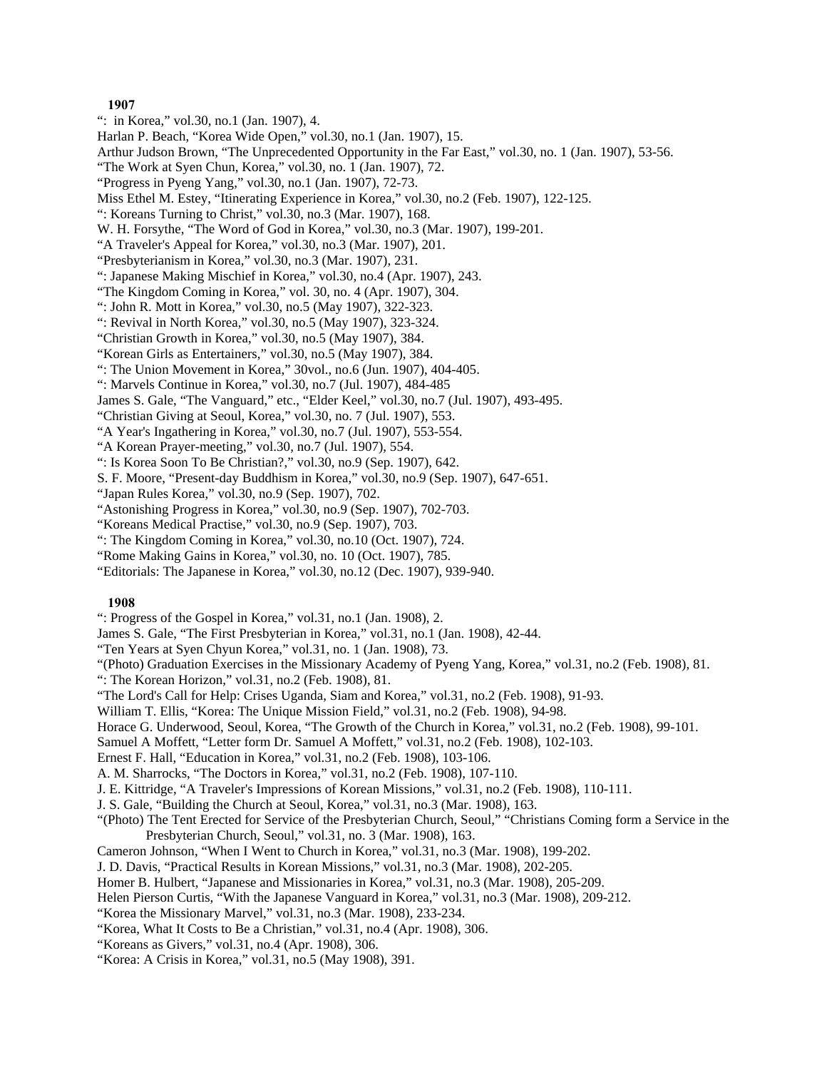**1907**

“: in Korea,” vol.30, no.1 (Jan. 1907), 4.
Harlan P. Beach, “Korea Wide Open,” vol.30, no.1 (Jan. 1907), 15.
Arthur Judson Brown, “The Unprecedented Opportunity in the Far East,” vol.30, no. 1 (Jan. 1907), 53-56.
“The Work at Syen Chun, Korea,” vol.30, no. 1 (Jan. 1907), 72.
“Progress in Pyeng Yang,” vol.30, no.1 (Jan. 1907), 72-73.
Miss Ethel M. Estey, “Itinerating Experience in Korea,” vol.30, no.2 (Feb. 1907), 122-125.
“: Koreans Turning to Christ,” vol.30, no.3 (Mar. 1907), 168.
W. H. Forsythe, “The Word of God in Korea,” vol.30, no.3 (Mar. 1907), 199-201.
“A Traveler's Appeal for Korea,” vol.30, no.3 (Mar. 1907), 201.
“Presbyterianism in Korea,” vol.30, no.3 (Mar. 1907), 231.
“: Japanese Making Mischief in Korea,” vol.30, no.4 (Apr. 1907), 243.
“The Kingdom Coming in Korea,” vol. 30, no. 4 (Apr. 1907), 304.
“: John R. Mott in Korea,” vol.30, no.5 (May 1907), 322-323.
“: Revival in North Korea,” vol.30, no.5 (May 1907), 323-324.
“Christian Growth in Korea,” vol.30, no.5 (May 1907), 384.
“Korean Girls as Entertainers,” vol.30, no.5 (May 1907), 384.
“: The Union Movement in Korea,” 30vol., no.6 (Jun. 1907), 404-405.
“: Marvels Continue in Korea,” vol.30, no.7 (Jul. 1907), 484-485
James S. Gale, “The Vanguard,” etc., “Elder Keel,” vol.30, no.7 (Jul. 1907), 493-495.
“Christian Giving at Seoul, Korea,” vol.30, no. 7 (Jul. 1907), 553.
“A Year's Ingathering in Korea,” vol.30, no.7 (Jul. 1907), 553-554.
“A Korean Prayer-meeting,” vol.30, no.7 (Jul. 1907), 554.
“: Is Korea Soon To Be Christian?,” vol.30, no.9 (Sep. 1907), 642.
S. F. Moore, “Present-day Buddhism in Korea,” vol.30, no.9 (Sep. 1907), 647-651.
“Japan Rules Korea,” vol.30, no.9 (Sep. 1907), 702.
“Astonishing Progress in Korea,” vol.30, no.9 (Sep. 1907), 702-703.
“Koreans Medical Practise,” vol.30, no.9 (Sep. 1907), 703.
“: The Kingdom Coming in Korea,” vol.30, no.10 (Oct. 1907), 724.
“Rome Making Gains in Korea,” vol.30, no. 10 (Oct. 1907), 785.
“Editorials: The Japanese in Korea,” vol.30, no.12 (Dec. 1907), 939-940.

**1908**

“: Progress of the Gospel in Korea,” vol.31, no.1 (Jan. 1908), 2.
James S. Gale, “The First Presbyterian in Korea,” vol.31, no.1 (Jan. 1908), 42-44.
“Ten Years at Syen Chyun Korea,” vol.31, no. 1 (Jan. 1908), 73.
“(Photo) Graduation Exercises in the Missionary Academy of Pyeng Yang, Korea,” vol.31, no.2 (Feb. 1908), 81.
“: The Korean Horizon,” vol.31, no.2 (Feb. 1908), 81.
“The Lord's Call for Help: Crises Uganda, Siam and Korea,” vol.31, no.2 (Feb. 1908), 91-93.
William T. Ellis, “Korea: The Unique Mission Field,” vol.31, no.2 (Feb. 1908), 94-98.
Horace G. Underwood, Seoul, Korea, “The Growth of the Church in Korea,” vol.31, no.2 (Feb. 1908), 99-101.
Samuel A Moffett, “Letter form Dr. Samuel A Moffett,” vol.31, no.2 (Feb. 1908), 102-103.
Ernest F. Hall, “Education in Korea,” vol.31, no.2 (Feb. 1908), 103-106.
A. M. Sharrocks, “The Doctors in Korea,” vol.31, no.2 (Feb. 1908), 107-110.
J. E. Kittridge, “A Traveler's Impressions of Korean Missions,” vol.31, no.2 (Feb. 1908), 110-111.
J. S. Gale, “Building the Church at Seoul, Korea,” vol.31, no.3 (Mar. 1908), 163.
“(Photo) The Tent Erected for Service of the Presbyterian Church, Seoul,” “Christians Coming form a Service in the Presbyterian Church, Seoul,” vol.31, no. 3 (Mar. 1908), 163.
Cameron Johnson, “When I Went to Church in Korea,” vol.31, no.3 (Mar. 1908), 199-202.
J. D. Davis, “Practical Results in Korean Missions,” vol.31, no.3 (Mar. 1908), 202-205.
Homer B. Hulbert, “Japanese and Missionaries in Korea,” vol.31, no.3 (Mar. 1908), 205-209.
Helen Pierson Curtis, “With the Japanese Vanguard in Korea,” vol.31, no.3 (Mar. 1908), 209-212.
“Korea the Missionary Marvel,” vol.31, no.3 (Mar. 1908), 233-234.
“Korea, What It Costs to Be a Christian,” vol.31, no.4 (Apr. 1908), 306.
“Koreans as Givers,” vol.31, no.4 (Apr. 1908), 306.
“Korea: A Crisis in Korea,” vol.31, no.5 (May 1908), 391.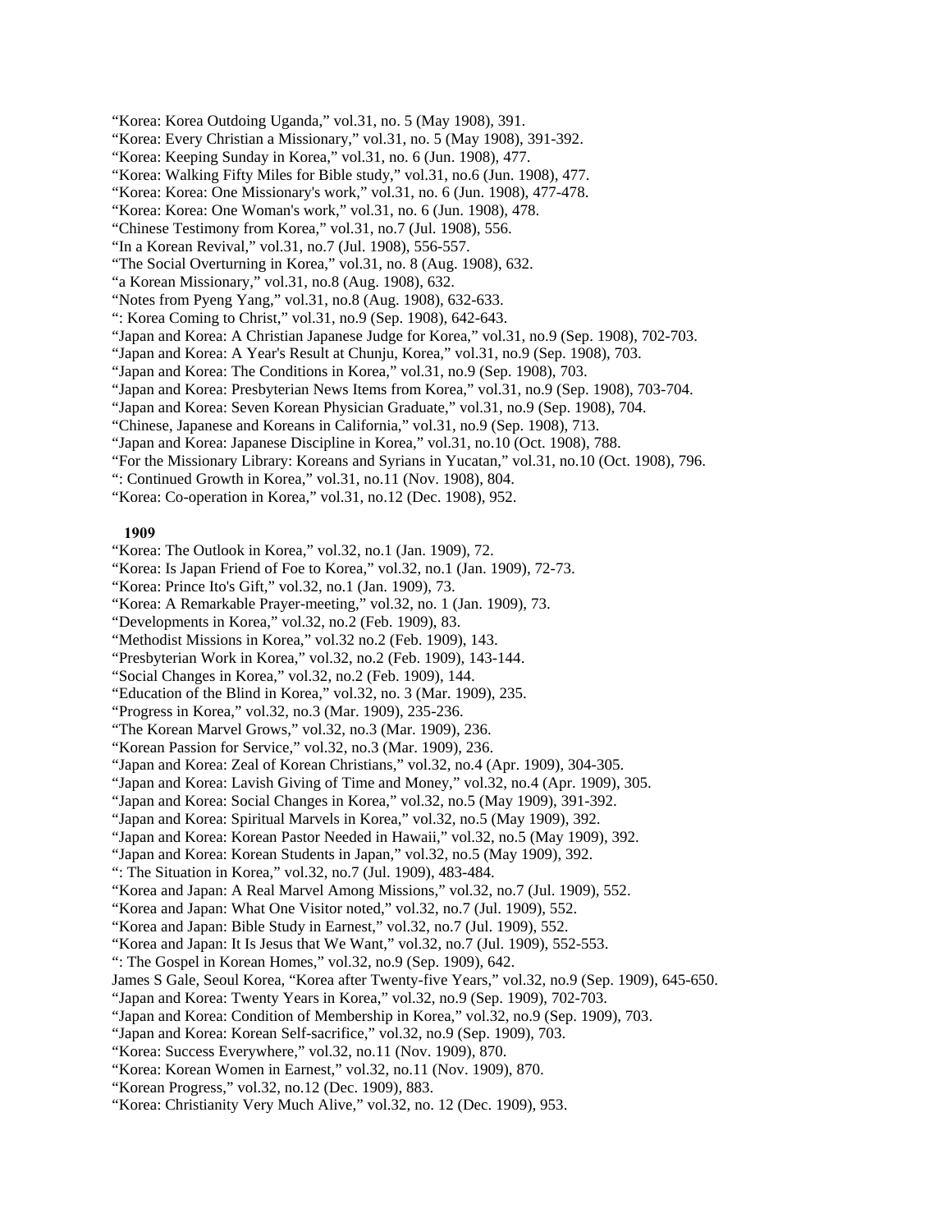"Korea: Korea Outdoing Uganda," vol.31, no. 5 (May 1908), 391.
"Korea: Every Christian a Missionary," vol.31, no. 5 (May 1908), 391-392.
"Korea: Keeping Sunday in Korea," vol.31, no. 6 (Jun. 1908), 477.
"Korea: Walking Fifty Miles for Bible study," vol.31, no.6 (Jun. 1908), 477.
"Korea: Korea: One Missionary's work," vol.31, no. 6 (Jun. 1908), 477-478.
"Korea: Korea: One Woman's work," vol.31, no. 6 (Jun. 1908), 478.
"Chinese Testimony from Korea," vol.31, no.7 (Jul. 1908), 556.
"In a Korean Revival," vol.31, no.7 (Jul. 1908), 556-557.
"The Social Overturning in Korea," vol.31, no. 8 (Aug. 1908), 632.
"a Korean Missionary," vol.31, no.8 (Aug. 1908), 632.
"Notes from Pyeng Yang," vol.31, no.8 (Aug. 1908), 632-633.
": Korea Coming to Christ," vol.31, no.9 (Sep. 1908), 642-643.
"Japan and Korea: A Christian Japanese Judge for Korea," vol.31, no.9 (Sep. 1908), 702-703.
"Japan and Korea: A Year's Result at Chunju, Korea," vol.31, no.9 (Sep. 1908), 703.
"Japan and Korea: The Conditions in Korea," vol.31, no.9 (Sep. 1908), 703.
"Japan and Korea: Presbyterian News Items from Korea," vol.31, no.9 (Sep. 1908), 703-704.
"Japan and Korea: Seven Korean Physician Graduate," vol.31, no.9 (Sep. 1908), 704.
"Chinese, Japanese and Koreans in California," vol.31, no.9 (Sep. 1908), 713.
"Japan and Korea: Japanese Discipline in Korea," vol.31, no.10 (Oct. 1908), 788.
"For the Missionary Library: Koreans and Syrians in Yucatan," vol.31, no.10 (Oct. 1908), 796.
": Continued Growth in Korea," vol.31, no.11 (Nov. 1908), 804.
"Korea: Co-operation in Korea," vol.31, no.12 (Dec. 1908), 952.

**1909**

"Korea: The Outlook in Korea," vol.32, no.1 (Jan. 1909), 72.
"Korea: Is Japan Friend of Foe to Korea," vol.32, no.1 (Jan. 1909), 72-73.
"Korea: Prince Ito's Gift," vol.32, no.1 (Jan. 1909), 73.
"Korea: A Remarkable Prayer-meeting," vol.32, no. 1 (Jan. 1909), 73.
"Developments in Korea," vol.32, no.2 (Feb. 1909), 83.
"Methodist Missions in Korea," vol.32 no.2 (Feb. 1909), 143.
"Presbyterian Work in Korea," vol.32, no.2 (Feb. 1909), 143-144.
"Social Changes in Korea," vol.32, no.2 (Feb. 1909), 144.
"Education of the Blind in Korea," vol.32, no. 3 (Mar. 1909), 235.
"Progress in Korea," vol.32, no.3 (Mar. 1909), 235-236.
"The Korean Marvel Grows," vol.32, no.3 (Mar. 1909), 236.
"Korean Passion for Service," vol.32, no.3 (Mar. 1909), 236.
"Japan and Korea: Zeal of Korean Christians," vol.32, no.4 (Apr. 1909), 304-305.
"Japan and Korea: Lavish Giving of Time and Money," vol.32, no.4 (Apr. 1909), 305.
"Japan and Korea: Social Changes in Korea," vol.32, no.5 (May 1909), 391-392.
"Japan and Korea: Spiritual Marvels in Korea," vol.32, no.5 (May 1909), 392.
"Japan and Korea: Korean Pastor Needed in Hawaii," vol.32, no.5 (May 1909), 392.
"Japan and Korea: Korean Students in Japan," vol.32, no.5 (May 1909), 392.
": The Situation in Korea," vol.32, no.7 (Jul. 1909), 483-484.
"Korea and Japan: A Real Marvel Among Missions," vol.32, no.7 (Jul. 1909), 552.
"Korea and Japan: What One Visitor noted," vol.32, no.7 (Jul. 1909), 552.
"Korea and Japan: Bible Study in Earnest," vol.32, no.7 (Jul. 1909), 552.
"Korea and Japan: It Is Jesus that We Want," vol.32, no.7 (Jul. 1909), 552-553.
": The Gospel in Korean Homes," vol.32, no.9 (Sep. 1909), 642.
James S Gale, Seoul Korea, "Korea after Twenty-five Years," vol.32, no.9 (Sep. 1909), 645-650.
"Japan and Korea: Twenty Years in Korea," vol.32, no.9 (Sep. 1909), 702-703.
"Japan and Korea: Condition of Membership in Korea," vol.32, no.9 (Sep. 1909), 703.
"Japan and Korea: Korean Self-sacrifice," vol.32, no.9 (Sep. 1909), 703.
"Korea: Success Everywhere," vol.32, no.11 (Nov. 1909), 870.
"Korea: Korean Women in Earnest," vol.32, no.11 (Nov. 1909), 870.
"Korean Progress," vol.32, no.12 (Dec. 1909), 883.
"Korea: Christianity Very Much Alive," vol.32, no. 12 (Dec. 1909), 953.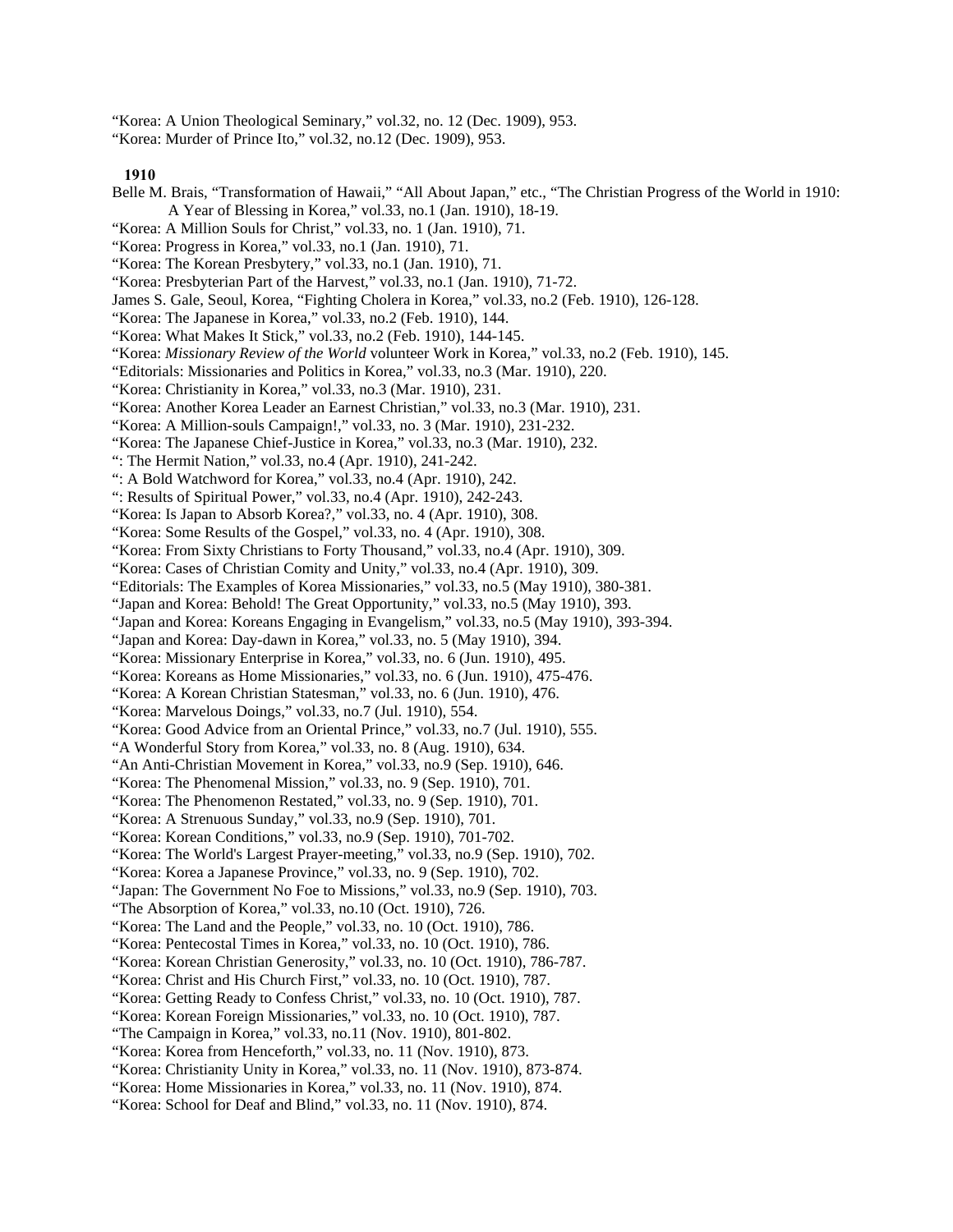"Korea: A Union Theological Seminary," vol.32, no. 12 (Dec. 1909), 953.
"Korea: Murder of Prince Ito," vol.32, no.12 (Dec. 1909), 953.

**1910**

Belle M. Brais, "Transformation of Hawaii," "All About Japan," etc., "The Christian Progress of the World in 1910: A Year of Blessing in Korea," vol.33, no.1 (Jan. 1910), 18-19.
"Korea: A Million Souls for Christ," vol.33, no. 1 (Jan. 1910), 71.
"Korea: Progress in Korea," vol.33, no.1 (Jan. 1910), 71.
"Korea: The Korean Presbytery," vol.33, no.1 (Jan. 1910), 71.
"Korea: Presbyterian Part of the Harvest," vol.33, no.1 (Jan. 1910), 71-72.
James S. Gale, Seoul, Korea, "Fighting Cholera in Korea," vol.33, no.2 (Feb. 1910), 126-128.
"Korea: The Japanese in Korea," vol.33, no.2 (Feb. 1910), 144.
"Korea: What Makes It Stick," vol.33, no.2 (Feb. 1910), 144-145.
"Korea: *Missionary Review of the World* volunteer Work in Korea," vol.33, no.2 (Feb. 1910), 145.
"Editorials: Missionaries and Politics in Korea," vol.33, no.3 (Mar. 1910), 220.
"Korea: Christianity in Korea," vol.33, no.3 (Mar. 1910), 231.
"Korea: Another Korea Leader an Earnest Christian," vol.33, no.3 (Mar. 1910), 231.
"Korea: A Million-souls Campaign!," vol.33, no. 3 (Mar. 1910), 231-232.
"Korea: The Japanese Chief-Justice in Korea," vol.33, no.3 (Mar. 1910), 232.
": The Hermit Nation," vol.33, no.4 (Apr. 1910), 241-242.
": A Bold Watchword for Korea," vol.33, no.4 (Apr. 1910), 242.
": Results of Spiritual Power," vol.33, no.4 (Apr. 1910), 242-243.
"Korea: Is Japan to Absorb Korea?," vol.33, no. 4 (Apr. 1910), 308.
"Korea: Some Results of the Gospel," vol.33, no. 4 (Apr. 1910), 308.
"Korea: From Sixty Christians to Forty Thousand," vol.33, no.4 (Apr. 1910), 309.
"Korea: Cases of Christian Comity and Unity," vol.33, no.4 (Apr. 1910), 309.
"Editorials: The Examples of Korea Missionaries," vol.33, no.5 (May 1910), 380-381.
"Japan and Korea: Behold! The Great Opportunity," vol.33, no.5 (May 1910), 393.
"Japan and Korea: Koreans Engaging in Evangelism," vol.33, no.5 (May 1910), 393-394.
"Japan and Korea: Day-dawn in Korea," vol.33, no. 5 (May 1910), 394.
"Korea: Missionary Enterprise in Korea," vol.33, no. 6 (Jun. 1910), 495.
"Korea: Koreans as Home Missionaries," vol.33, no. 6 (Jun. 1910), 475-476.
"Korea: A Korean Christian Statesman," vol.33, no. 6 (Jun. 1910), 476.
"Korea: Marvelous Doings," vol.33, no.7 (Jul. 1910), 554.
"Korea: Good Advice from an Oriental Prince," vol.33, no.7 (Jul. 1910), 555.
"A Wonderful Story from Korea," vol.33, no. 8 (Aug. 1910), 634.
"An Anti-Christian Movement in Korea," vol.33, no.9 (Sep. 1910), 646.
"Korea: The Phenomenal Mission," vol.33, no. 9 (Sep. 1910), 701.
"Korea: The Phenomenon Restated," vol.33, no. 9 (Sep. 1910), 701.
"Korea: A Strenuous Sunday," vol.33, no.9 (Sep. 1910), 701.
"Korea: Korean Conditions," vol.33, no.9 (Sep. 1910), 701-702.
"Korea: The World's Largest Prayer-meeting," vol.33, no.9 (Sep. 1910), 702.
"Korea: Korea a Japanese Province," vol.33, no. 9 (Sep. 1910), 702.
"Japan: The Government No Foe to Missions," vol.33, no.9 (Sep. 1910), 703.
"The Absorption of Korea," vol.33, no.10 (Oct. 1910), 726.
"Korea: The Land and the People," vol.33, no. 10 (Oct. 1910), 786.
"Korea: Pentecostal Times in Korea," vol.33, no. 10 (Oct. 1910), 786.
"Korea: Korean Christian Generosity," vol.33, no. 10 (Oct. 1910), 786-787.
"Korea: Christ and His Church First," vol.33, no. 10 (Oct. 1910), 787.
"Korea: Getting Ready to Confess Christ," vol.33, no. 10 (Oct. 1910), 787.
"Korea: Korean Foreign Missionaries," vol.33, no. 10 (Oct. 1910), 787.
"The Campaign in Korea," vol.33, no.11 (Nov. 1910), 801-802.
"Korea: Korea from Henceforth," vol.33, no. 11 (Nov. 1910), 873.
"Korea: Christianity Unity in Korea," vol.33, no. 11 (Nov. 1910), 873-874.
"Korea: Home Missionaries in Korea," vol.33, no. 11 (Nov. 1910), 874.
"Korea: School for Deaf and Blind," vol.33, no. 11 (Nov. 1910), 874.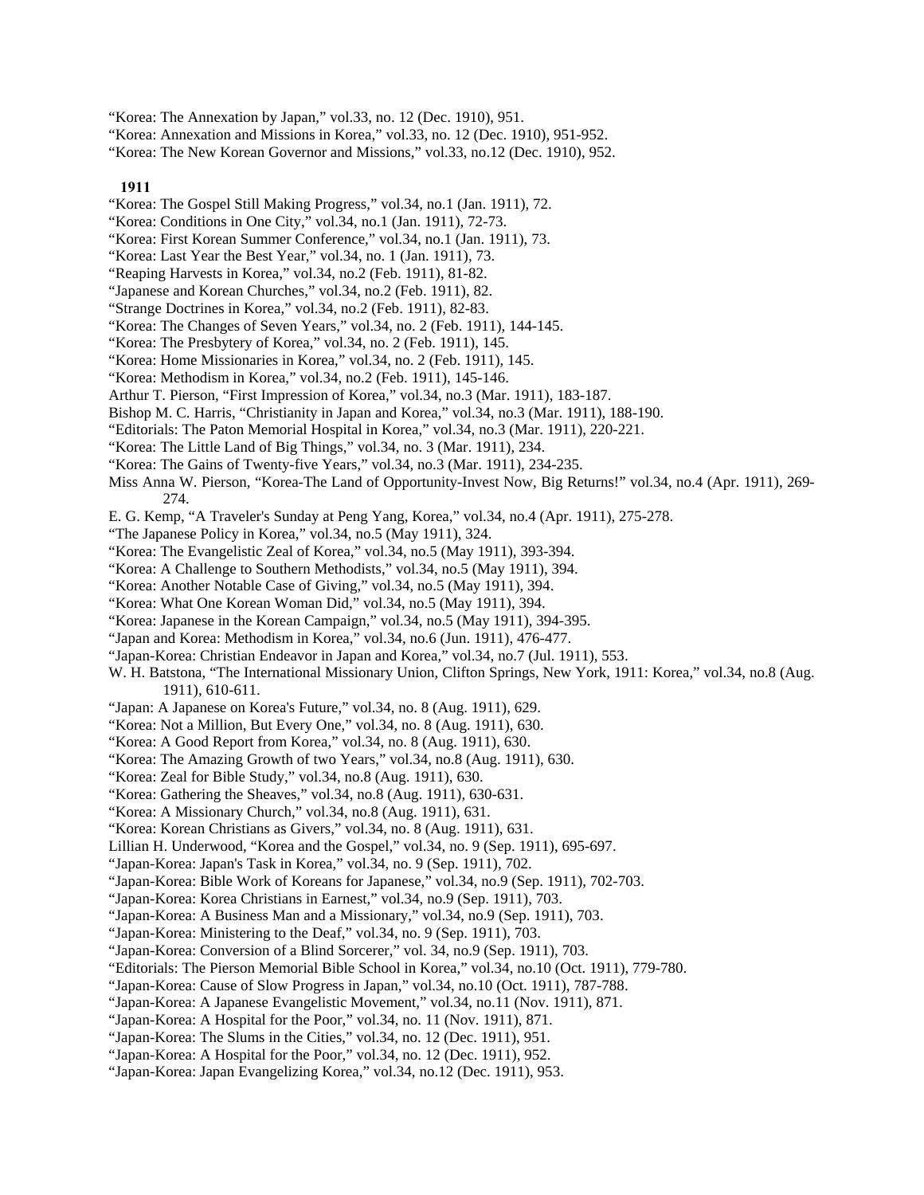"Korea: The Annexation by Japan," vol.33, no. 12 (Dec. 1910), 951.
"Korea: Annexation and Missions in Korea," vol.33, no. 12 (Dec. 1910), 951-952.
"Korea: The New Korean Governor and Missions," vol.33, no.12 (Dec. 1910), 952.

**1911**

"Korea: The Gospel Still Making Progress," vol.34, no.1 (Jan. 1911), 72.
"Korea: Conditions in One City," vol.34, no.1 (Jan. 1911), 72-73.
"Korea: First Korean Summer Conference," vol.34, no.1 (Jan. 1911), 73.
"Korea: Last Year the Best Year," vol.34, no. 1 (Jan. 1911), 73.
"Reaping Harvests in Korea," vol.34, no.2 (Feb. 1911), 81-82.
"Japanese and Korean Churches," vol.34, no.2 (Feb. 1911), 82.
"Strange Doctrines in Korea," vol.34, no.2 (Feb. 1911), 82-83.
"Korea: The Changes of Seven Years," vol.34, no. 2 (Feb. 1911), 144-145.
"Korea: The Presbytery of Korea," vol.34, no. 2 (Feb. 1911), 145.
"Korea: Home Missionaries in Korea," vol.34, no. 2 (Feb. 1911), 145.
"Korea: Methodism in Korea," vol.34, no.2 (Feb. 1911), 145-146.
Arthur T. Pierson, "First Impression of Korea," vol.34, no.3 (Mar. 1911), 183-187.
Bishop M. C. Harris, "Christianity in Japan and Korea," vol.34, no.3 (Mar. 1911), 188-190.
"Editorials: The Paton Memorial Hospital in Korea," vol.34, no.3 (Mar. 1911), 220-221.
"Korea: The Little Land of Big Things," vol.34, no. 3 (Mar. 1911), 234.
"Korea: The Gains of Twenty-five Years," vol.34, no.3 (Mar. 1911), 234-235.
Miss Anna W. Pierson, "Korea-The Land of Opportunity-Invest Now, Big Returns!" vol.34, no.4 (Apr. 1911), 269-274.
E. G. Kemp, "A Traveler's Sunday at Peng Yang, Korea," vol.34, no.4 (Apr. 1911), 275-278.
"The Japanese Policy in Korea," vol.34, no.5 (May 1911), 324.
"Korea: The Evangelistic Zeal of Korea," vol.34, no.5 (May 1911), 393-394.
"Korea: A Challenge to Southern Methodists," vol.34, no.5 (May 1911), 394.
"Korea: Another Notable Case of Giving," vol.34, no.5 (May 1911), 394.
"Korea: What One Korean Woman Did," vol.34, no.5 (May 1911), 394.
"Korea: Japanese in the Korean Campaign," vol.34, no.5 (May 1911), 394-395.
"Japan and Korea: Methodism in Korea," vol.34, no.6 (Jun. 1911), 476-477.
"Japan-Korea: Christian Endeavor in Japan and Korea," vol.34, no.7 (Jul. 1911), 553.
W. H. Batstona, "The International Missionary Union, Clifton Springs, New York, 1911: Korea," vol.34, no.8 (Aug. 1911), 610-611.
"Japan: A Japanese on Korea's Future," vol.34, no. 8 (Aug. 1911), 629.
"Korea: Not a Million, But Every One," vol.34, no. 8 (Aug. 1911), 630.
"Korea: A Good Report from Korea," vol.34, no. 8 (Aug. 1911), 630.
"Korea: The Amazing Growth of two Years," vol.34, no.8 (Aug. 1911), 630.
"Korea: Zeal for Bible Study," vol.34, no.8 (Aug. 1911), 630.
"Korea: Gathering the Sheaves," vol.34, no.8 (Aug. 1911), 630-631.
"Korea: A Missionary Church," vol.34, no.8 (Aug. 1911), 631.
"Korea: Korean Christians as Givers," vol.34, no. 8 (Aug. 1911), 631.
Lillian H. Underwood, "Korea and the Gospel," vol.34, no. 9 (Sep. 1911), 695-697.
"Japan-Korea: Japan's Task in Korea," vol.34, no. 9 (Sep. 1911), 702.
"Japan-Korea: Bible Work of Koreans for Japanese," vol.34, no.9 (Sep. 1911), 702-703.
"Japan-Korea: Korea Christians in Earnest," vol.34, no.9 (Sep. 1911), 703.
"Japan-Korea: A Business Man and a Missionary," vol.34, no.9 (Sep. 1911), 703.
"Japan-Korea: Ministering to the Deaf," vol.34, no. 9 (Sep. 1911), 703.
"Japan-Korea: Conversion of a Blind Sorcerer," vol. 34, no.9 (Sep. 1911), 703.
"Editorials: The Pierson Memorial Bible School in Korea," vol.34, no.10 (Oct. 1911), 779-780.
"Japan-Korea: Cause of Slow Progress in Japan," vol.34, no.10 (Oct. 1911), 787-788.
"Japan-Korea: A Japanese Evangelistic Movement," vol.34, no.11 (Nov. 1911), 871.
"Japan-Korea: A Hospital for the Poor," vol.34, no. 11 (Nov. 1911), 871.
"Japan-Korea: The Slums in the Cities," vol.34, no. 12 (Dec. 1911), 951.
"Japan-Korea: A Hospital for the Poor," vol.34, no. 12 (Dec. 1911), 952.
"Japan-Korea: Japan Evangelizing Korea," vol.34, no.12 (Dec. 1911), 953.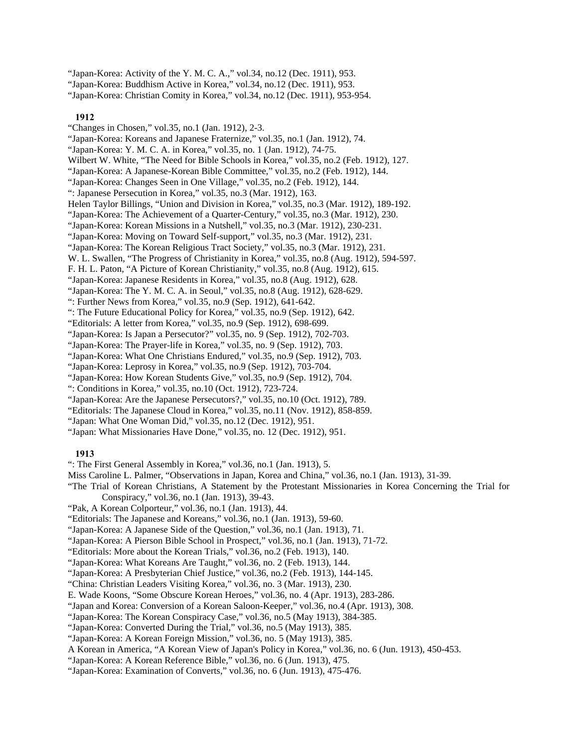"Japan-Korea: Activity of the Y. M. C. A.," vol.34, no.12 (Dec. 1911), 953.
"Japan-Korea: Buddhism Active in Korea," vol.34, no.12 (Dec. 1911), 953.
"Japan-Korea: Christian Comity in Korea," vol.34, no.12 (Dec. 1911), 953-954.

### 1912

"Changes in Chosen," vol.35, no.1 (Jan. 1912), 2-3.
"Japan-Korea: Koreans and Japanese Fraternize," vol.35, no.1 (Jan. 1912), 74.
"Japan-Korea: Y. M. C. A. in Korea," vol.35, no. 1 (Jan. 1912), 74-75.
Wilbert W. White, "The Need for Bible Schools in Korea," vol.35, no.2 (Feb. 1912), 127.
"Japan-Korea: A Japanese-Korean Bible Committee," vol.35, no.2 (Feb. 1912), 144.
"Japan-Korea: Changes Seen in One Village," vol.35, no.2 (Feb. 1912), 144.
": Japanese Persecution in Korea," vol.35, no.3 (Mar. 1912), 163.
Helen Taylor Billings, "Union and Division in Korea," vol.35, no.3 (Mar. 1912), 189-192.
"Japan-Korea: The Achievement of a Quarter-Century," vol.35, no.3 (Mar. 1912), 230.
"Japan-Korea: Korean Missions in a Nutshell," vol.35, no.3 (Mar. 1912), 230-231.
"Japan-Korea: Moving on Toward Self-support," vol.35, no.3 (Mar. 1912), 231.
"Japan-Korea: The Korean Religious Tract Society," vol.35, no.3 (Mar. 1912), 231.
W. L. Swallen, "The Progress of Christianity in Korea," vol.35, no.8 (Aug. 1912), 594-597.
F. H. L. Paton, "A Picture of Korean Christianity," vol.35, no.8 (Aug. 1912), 615.
"Japan-Korea: Japanese Residents in Korea," vol.35, no.8 (Aug. 1912), 628.
"Japan-Korea: The Y. M. C. A. in Seoul," vol.35, no.8 (Aug. 1912), 628-629.
": Further News from Korea," vol.35, no.9 (Sep. 1912), 641-642.
": The Future Educational Policy for Korea," vol.35, no.9 (Sep. 1912), 642.
"Editorials: A letter from Korea," vol.35, no.9 (Sep. 1912), 698-699.
"Japan-Korea: Is Japan a Persecutor?" vol.35, no. 9 (Sep. 1912), 702-703.
"Japan-Korea: The Prayer-life in Korea," vol.35, no. 9 (Sep. 1912), 703.
"Japan-Korea: What One Christians Endured," vol.35, no.9 (Sep. 1912), 703.
"Japan-Korea: Leprosy in Korea," vol.35, no.9 (Sep. 1912), 703-704.
"Japan-Korea: How Korean Students Give," vol.35, no.9 (Sep. 1912), 704.
": Conditions in Korea," vol.35, no.10 (Oct. 1912), 723-724.
"Japan-Korea: Are the Japanese Persecutors?," vol.35, no.10 (Oct. 1912), 789.
"Editorials: The Japanese Cloud in Korea," vol.35, no.11 (Nov. 1912), 858-859.
"Japan: What One Woman Did," vol.35, no.12 (Dec. 1912), 951.
"Japan: What Missionaries Have Done," vol.35, no. 12 (Dec. 1912), 951.

### 1913

": The First General Assembly in Korea," vol.36, no.1 (Jan. 1913), 5.
Miss Caroline L. Palmer, "Observations in Japan, Korea and China," vol.36, no.1 (Jan. 1913), 31-39.
"The Trial of Korean Christians, A Statement by the Protestant Missionaries in Korea Concerning the Trial for Conspiracy," vol.36, no.1 (Jan. 1913), 39-43.
"Pak, A Korean Colporteur," vol.36, no.1 (Jan. 1913), 44.
"Editorials: The Japanese and Koreans," vol.36, no.1 (Jan. 1913), 59-60.
"Japan-Korea: A Japanese Side of the Question," vol.36, no.1 (Jan. 1913), 71.
"Japan-Korea: A Pierson Bible School in Prospect," vol.36, no.1 (Jan. 1913), 71-72.
"Editorials: More about the Korean Trials," vol.36, no.2 (Feb. 1913), 140.
"Japan-Korea: What Koreans Are Taught," vol.36, no. 2 (Feb. 1913), 144.
"Japan-Korea: A Presbyterian Chief Justice," vol.36, no.2 (Feb. 1913), 144-145.
"China: Christian Leaders Visiting Korea," vol.36, no. 3 (Mar. 1913), 230.
E. Wade Koons, "Some Obscure Korean Heroes," vol.36, no. 4 (Apr. 1913), 283-286.
"Japan and Korea: Conversion of a Korean Saloon-Keeper," vol.36, no.4 (Apr. 1913), 308.
"Japan-Korea: The Korean Conspiracy Case," vol.36, no.5 (May 1913), 384-385.
"Japan-Korea: Converted During the Trial," vol.36, no.5 (May 1913), 385.
"Japan-Korea: A Korean Foreign Mission," vol.36, no. 5 (May 1913), 385.
A Korean in America, "A Korean View of Japan's Policy in Korea," vol.36, no. 6 (Jun. 1913), 450-453.
"Japan-Korea: A Korean Reference Bible," vol.36, no. 6 (Jun. 1913), 475.
"Japan-Korea: Examination of Converts," vol.36, no. 6 (Jun. 1913), 475-476.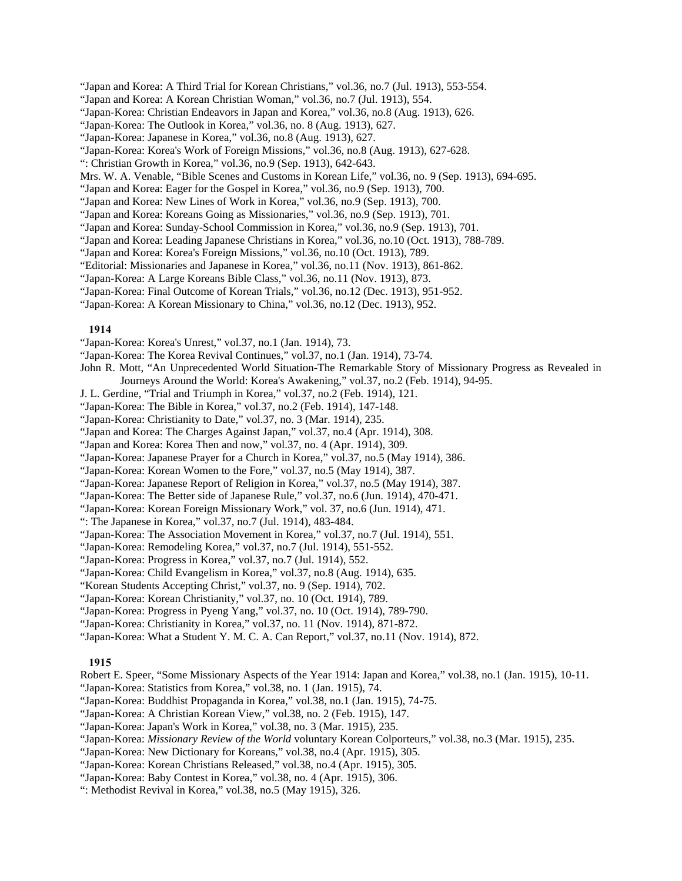"Japan and Korea: A Third Trial for Korean Christians," vol.36, no.7 (Jul. 1913), 553-554.
"Japan and Korea: A Korean Christian Woman," vol.36, no.7 (Jul. 1913), 554.
"Japan-Korea: Christian Endeavors in Japan and Korea," vol.36, no.8 (Aug. 1913), 626.
"Japan-Korea: The Outlook in Korea," vol.36, no. 8 (Aug. 1913), 627.
"Japan-Korea: Japanese in Korea," vol.36, no.8 (Aug. 1913), 627.
"Japan-Korea: Korea's Work of Foreign Missions," vol.36, no.8 (Aug. 1913), 627-628.
": Christian Growth in Korea," vol.36, no.9 (Sep. 1913), 642-643.
Mrs. W. A. Venable, "Bible Scenes and Customs in Korean Life," vol.36, no. 9 (Sep. 1913), 694-695.
"Japan and Korea: Eager for the Gospel in Korea," vol.36, no.9 (Sep. 1913), 700.
"Japan and Korea: New Lines of Work in Korea," vol.36, no.9 (Sep. 1913), 700.
"Japan and Korea: Koreans Going as Missionaries," vol.36, no.9 (Sep. 1913), 701.
"Japan and Korea: Sunday-School Commission in Korea," vol.36, no.9 (Sep. 1913), 701.
"Japan and Korea: Leading Japanese Christians in Korea," vol.36, no.10 (Oct. 1913), 788-789.
"Japan and Korea: Korea's Foreign Missions," vol.36, no.10 (Oct. 1913), 789.
"Editorial: Missionaries and Japanese in Korea," vol.36, no.11 (Nov. 1913), 861-862.
"Japan-Korea: A Large Koreans Bible Class," vol.36, no.11 (Nov. 1913), 873.
"Japan-Korea: Final Outcome of Korean Trials," vol.36, no.12 (Dec. 1913), 951-952.
"Japan-Korea: A Korean Missionary to China," vol.36, no.12 (Dec. 1913), 952.

**1914**

"Japan-Korea: Korea's Unrest," vol.37, no.1 (Jan. 1914), 73.
"Japan-Korea: The Korea Revival Continues," vol.37, no.1 (Jan. 1914), 73-74.
John R. Mott, "An Unprecedented World Situation-The Remarkable Story of Missionary Progress as Revealed in Journeys Around the World: Korea's Awakening," vol.37, no.2 (Feb. 1914), 94-95.
J. L. Gerdine, "Trial and Triumph in Korea," vol.37, no.2 (Feb. 1914), 121.
"Japan-Korea: The Bible in Korea," vol.37, no.2 (Feb. 1914), 147-148.
"Japan-Korea: Christianity to Date," vol.37, no. 3 (Mar. 1914), 235.
"Japan and Korea: The Charges Against Japan," vol.37, no.4 (Apr. 1914), 308.
"Japan and Korea: Korea Then and now," vol.37, no. 4 (Apr. 1914), 309.
"Japan-Korea: Japanese Prayer for a Church in Korea," vol.37, no.5 (May 1914), 386.
"Japan-Korea: Korean Women to the Fore," vol.37, no.5 (May 1914), 387.
"Japan-Korea: Japanese Report of Religion in Korea," vol.37, no.5 (May 1914), 387.
"Japan-Korea: The Better side of Japanese Rule," vol.37, no.6 (Jun. 1914), 470-471.
"Japan-Korea: Korean Foreign Missionary Work," vol. 37, no.6 (Jun. 1914), 471.
": The Japanese in Korea," vol.37, no.7 (Jul. 1914), 483-484.
"Japan-Korea: The Association Movement in Korea," vol.37, no.7 (Jul. 1914), 551.
"Japan-Korea: Remodeling Korea," vol.37, no.7 (Jul. 1914), 551-552.
"Japan-Korea: Progress in Korea," vol.37, no.7 (Jul. 1914), 552.
"Japan-Korea: Child Evangelism in Korea," vol.37, no.8 (Aug. 1914), 635.
"Korean Students Accepting Christ," vol.37, no. 9 (Sep. 1914), 702.
"Japan-Korea: Korean Christianity," vol.37, no. 10 (Oct. 1914), 789.
"Japan-Korea: Progress in Pyeng Yang," vol.37, no. 10 (Oct. 1914), 789-790.
"Japan-Korea: Christianity in Korea," vol.37, no. 11 (Nov. 1914), 871-872.
"Japan-Korea: What a Student Y. M. C. A. Can Report," vol.37, no.11 (Nov. 1914), 872.

**1915**

Robert E. Speer, "Some Missionary Aspects of the Year 1914: Japan and Korea," vol.38, no.1 (Jan. 1915), 10-11.
"Japan-Korea: Statistics from Korea," vol.38, no. 1 (Jan. 1915), 74.
"Japan-Korea: Buddhist Propaganda in Korea," vol.38, no.1 (Jan. 1915), 74-75.
"Japan-Korea: A Christian Korean View," vol.38, no. 2 (Feb. 1915), 147.
"Japan-Korea: Japan's Work in Korea," vol.38, no. 3 (Mar. 1915), 235.
"Japan-Korea: *Missionary Review of the World* voluntary Korean Colporteurs," vol.38, no.3 (Mar. 1915), 235.
"Japan-Korea: New Dictionary for Koreans," vol.38, no.4 (Apr. 1915), 305.
"Japan-Korea: Korean Christians Released," vol.38, no.4 (Apr. 1915), 305.
"Japan-Korea: Baby Contest in Korea," vol.38, no. 4 (Apr. 1915), 306.
": Methodist Revival in Korea," vol.38, no.5 (May 1915), 326.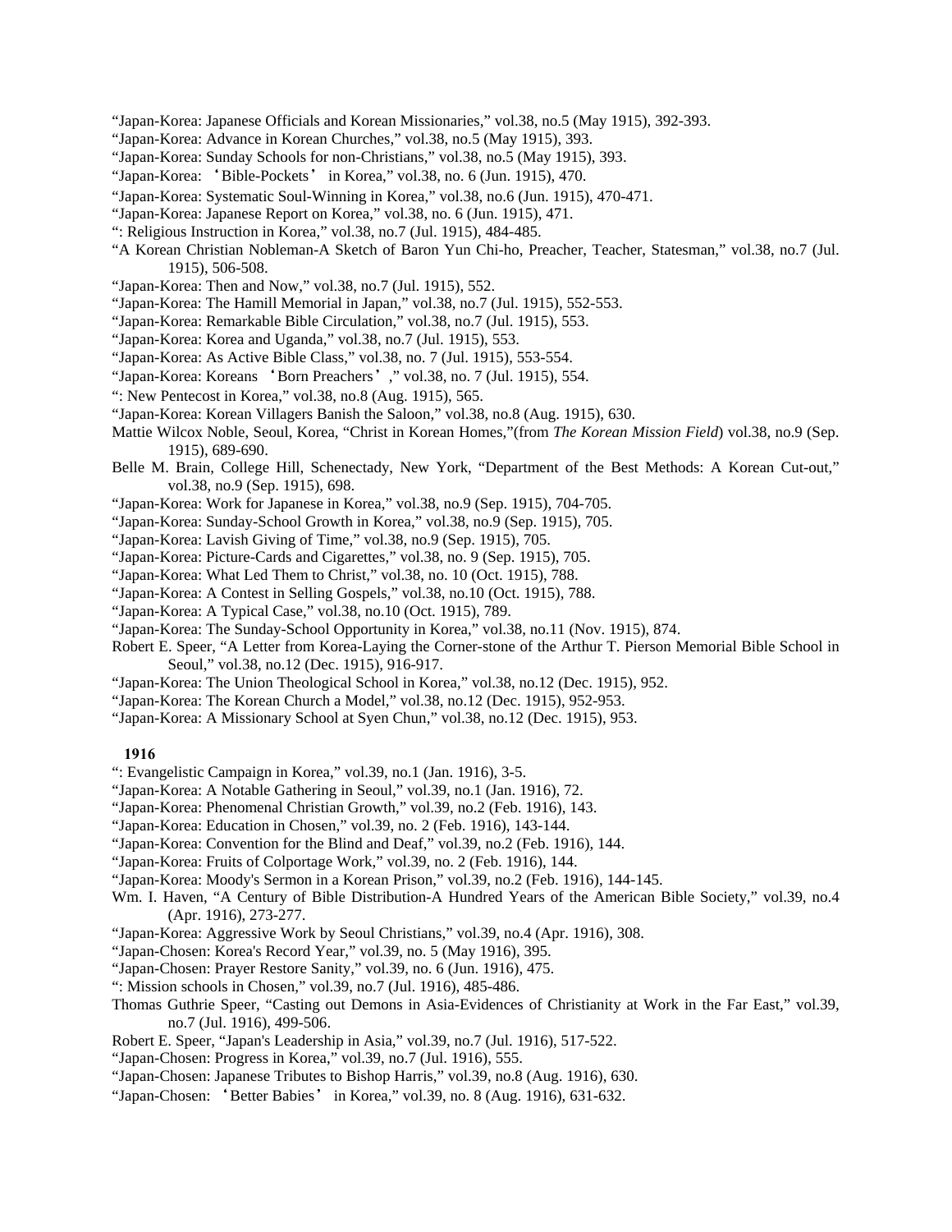"Japan-Korea: Japanese Officials and Korean Missionaries," vol.38, no.5 (May 1915), 392-393.

"Japan-Korea: Advance in Korean Churches," vol.38, no.5 (May 1915), 393.

"Japan-Korea: Sunday Schools for non-Christians," vol.38, no.5 (May 1915), 393.

"Japan-Korea: 'Bible-Pockets' in Korea," vol.38, no. 6 (Jun. 1915), 470.

"Japan-Korea: Systematic Soul-Winning in Korea," vol.38, no.6 (Jun. 1915), 470-471.

"Japan-Korea: Japanese Report on Korea," vol.38, no. 6 (Jun. 1915), 471.

": Religious Instruction in Korea," vol.38, no.7 (Jul. 1915), 484-485.

"A Korean Christian Nobleman-A Sketch of Baron Yun Chi-ho, Preacher, Teacher, Statesman," vol.38, no.7 (Jul. 1915), 506-508.

"Japan-Korea: Then and Now," vol.38, no.7 (Jul. 1915), 552.

"Japan-Korea: The Hamill Memorial in Japan," vol.38, no.7 (Jul. 1915), 552-553.

"Japan-Korea: Remarkable Bible Circulation," vol.38, no.7 (Jul. 1915), 553.

"Japan-Korea: Korea and Uganda," vol.38, no.7 (Jul. 1915), 553.

"Japan-Korea: As Active Bible Class," vol.38, no. 7 (Jul. 1915), 553-554.

"Japan-Korea: Koreans 'Born Preachers'," vol.38, no. 7 (Jul. 1915), 554.

": New Pentecost in Korea," vol.38, no.8 (Aug. 1915), 565.

"Japan-Korea: Korean Villagers Banish the Saloon," vol.38, no.8 (Aug. 1915), 630.

Mattie Wilcox Noble, Seoul, Korea, "Christ in Korean Homes,"(from *The Korean Mission Field*) vol.38, no.9 (Sep. 1915), 689-690.

Belle M. Brain, College Hill, Schenectady, New York, "Department of the Best Methods: A Korean Cut-out," vol.38, no.9 (Sep. 1915), 698.

"Japan-Korea: Work for Japanese in Korea," vol.38, no.9 (Sep. 1915), 704-705.

"Japan-Korea: Sunday-School Growth in Korea," vol.38, no.9 (Sep. 1915), 705.

"Japan-Korea: Lavish Giving of Time," vol.38, no.9 (Sep. 1915), 705.

"Japan-Korea: Picture-Cards and Cigarettes," vol.38, no. 9 (Sep. 1915), 705.

"Japan-Korea: What Led Them to Christ," vol.38, no. 10 (Oct. 1915), 788.

"Japan-Korea: A Contest in Selling Gospels," vol.38, no.10 (Oct. 1915), 788.

"Japan-Korea: A Typical Case," vol.38, no.10 (Oct. 1915), 789.

"Japan-Korea: The Sunday-School Opportunity in Korea," vol.38, no.11 (Nov. 1915), 874.

Robert E. Speer, "A Letter from Korea-Laying the Corner-stone of the Arthur T. Pierson Memorial Bible School in Seoul," vol.38, no.12 (Dec. 1915), 916-917.

"Japan-Korea: The Union Theological School in Korea," vol.38, no.12 (Dec. 1915), 952.

"Japan-Korea: The Korean Church a Model," vol.38, no.12 (Dec. 1915), 952-953.

"Japan-Korea: A Missionary School at Syen Chun," vol.38, no.12 (Dec. 1915), 953.

**1916**

": Evangelistic Campaign in Korea," vol.39, no.1 (Jan. 1916), 3-5.

"Japan-Korea: A Notable Gathering in Seoul," vol.39, no.1 (Jan. 1916), 72.

"Japan-Korea: Phenomenal Christian Growth," vol.39, no.2 (Feb. 1916), 143.

"Japan-Korea: Education in Chosen," vol.39, no. 2 (Feb. 1916), 143-144.

"Japan-Korea: Convention for the Blind and Deaf," vol.39, no.2 (Feb. 1916), 144.

"Japan-Korea: Fruits of Colportage Work," vol.39, no. 2 (Feb. 1916), 144.

"Japan-Korea: Moody's Sermon in a Korean Prison," vol.39, no.2 (Feb. 1916), 144-145.

Wm. I. Haven, "A Century of Bible Distribution-A Hundred Years of the American Bible Society," vol.39, no.4 (Apr. 1916), 273-277.

"Japan-Korea: Aggressive Work by Seoul Christians," vol.39, no.4 (Apr. 1916), 308.

"Japan-Chosen: Korea's Record Year," vol.39, no. 5 (May 1916), 395.

"Japan-Chosen: Prayer Restore Sanity," vol.39, no. 6 (Jun. 1916), 475.

": Mission schools in Chosen," vol.39, no.7 (Jul. 1916), 485-486.

Thomas Guthrie Speer, "Casting out Demons in Asia-Evidences of Christianity at Work in the Far East," vol.39, no.7 (Jul. 1916), 499-506.

Robert E. Speer, "Japan's Leadership in Asia," vol.39, no.7 (Jul. 1916), 517-522.

"Japan-Chosen: Progress in Korea," vol.39, no.7 (Jul. 1916), 555.

"Japan-Chosen: Japanese Tributes to Bishop Harris," vol.39, no.8 (Aug. 1916), 630.

"Japan-Chosen: 'Better Babies' in Korea," vol.39, no. 8 (Aug. 1916), 631-632.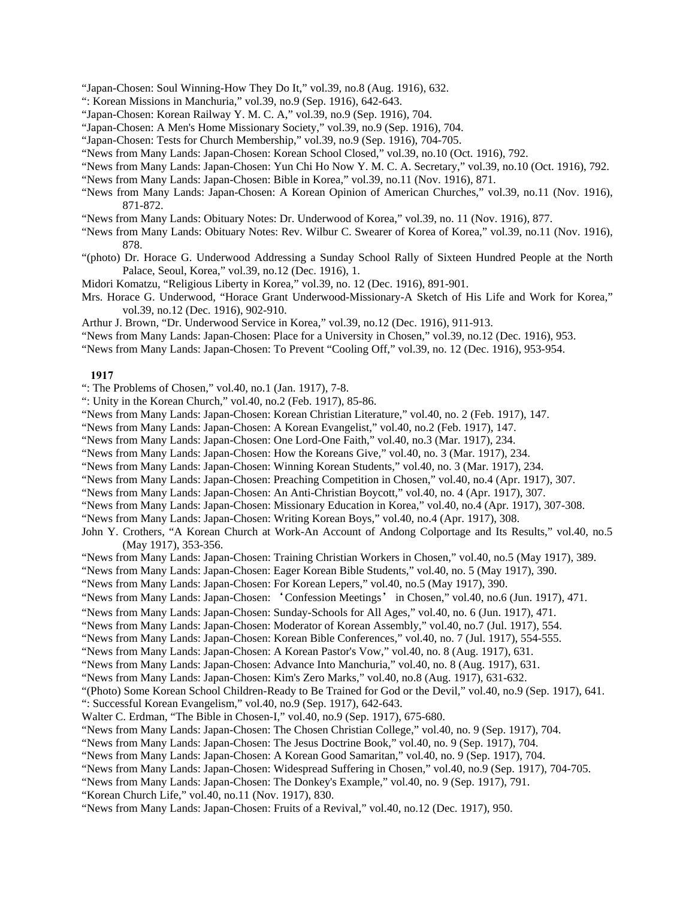“Japan-Chosen: Soul Winning-How They Do It,” vol.39, no.8 (Aug. 1916), 632.

“: Korean Missions in Manchuria,” vol.39, no.9 (Sep. 1916), 642-643.

“Japan-Chosen: Korean Railway Y. M. C. A,” vol.39, no.9 (Sep. 1916), 704.

“Japan-Chosen: A Men's Home Missionary Society,” vol.39, no.9 (Sep. 1916), 704.

“Japan-Chosen: Tests for Church Membership,” vol.39, no.9 (Sep. 1916), 704-705.

“News from Many Lands: Japan-Chosen: Korean School Closed,” vol.39, no.10 (Oct. 1916), 792.

“News from Many Lands: Japan-Chosen: Yun Chi Ho Now Y. M. C. A. Secretary,” vol.39, no.10 (Oct. 1916), 792.

“News from Many Lands: Japan-Chosen: Bible in Korea,” vol.39, no.11 (Nov. 1916), 871.

“News from Many Lands: Japan-Chosen: A Korean Opinion of American Churches,” vol.39, no.11 (Nov. 1916), 871-872.

“News from Many Lands: Obituary Notes: Dr. Underwood of Korea,” vol.39, no. 11 (Nov. 1916), 877.

“News from Many Lands: Obituary Notes: Rev. Wilbur C. Swearer of Korea of Korea,” vol.39, no.11 (Nov. 1916), 878.

“(photo) Dr. Horace G. Underwood Addressing a Sunday School Rally of Sixteen Hundred People at the North Palace, Seoul, Korea,” vol.39, no.12 (Dec. 1916), 1.

Midori Komatzu, “Religious Liberty in Korea,” vol.39, no. 12 (Dec. 1916), 891-901.

Mrs. Horace G. Underwood, “Horace Grant Underwood-Missionary-A Sketch of His Life and Work for Korea,” vol.39, no.12 (Dec. 1916), 902-910.

Arthur J. Brown, “Dr. Underwood Service in Korea,” vol.39, no.12 (Dec. 1916), 911-913.

“News from Many Lands: Japan-Chosen: Place for a University in Chosen,” vol.39, no.12 (Dec. 1916), 953.

“News from Many Lands: Japan-Chosen: To Prevent “Cooling Off,” vol.39, no. 12 (Dec. 1916), 953-954.

**1917**

“: The Problems of Chosen,” vol.40, no.1 (Jan. 1917), 7-8.

“: Unity in the Korean Church,” vol.40, no.2 (Feb. 1917), 85-86.

“News from Many Lands: Japan-Chosen: Korean Christian Literature,” vol.40, no. 2 (Feb. 1917), 147.

“News from Many Lands: Japan-Chosen: A Korean Evangelist,” vol.40, no.2 (Feb. 1917), 147.

“News from Many Lands: Japan-Chosen: One Lord-One Faith,” vol.40, no.3 (Mar. 1917), 234.

“News from Many Lands: Japan-Chosen: How the Koreans Give,” vol.40, no. 3 (Mar. 1917), 234.

“News from Many Lands: Japan-Chosen: Winning Korean Students,” vol.40, no. 3 (Mar. 1917), 234.

“News from Many Lands: Japan-Chosen: Preaching Competition in Chosen,” vol.40, no.4 (Apr. 1917), 307.

“News from Many Lands: Japan-Chosen: An Anti-Christian Boycott,” vol.40, no. 4 (Apr. 1917), 307.

“News from Many Lands: Japan-Chosen: Missionary Education in Korea,” vol.40, no.4 (Apr. 1917), 307-308.

“News from Many Lands: Japan-Chosen: Writing Korean Boys,” vol.40, no.4 (Apr. 1917), 308.

John Y. Crothers, “A Korean Church at Work-An Account of Andong Colportage and Its Results,” vol.40, no.5 (May 1917), 353-356.

“News from Many Lands: Japan-Chosen: Training Christian Workers in Chosen,” vol.40, no.5 (May 1917), 389.

“News from Many Lands: Japan-Chosen: Eager Korean Bible Students,” vol.40, no. 5 (May 1917), 390.

“News from Many Lands: Japan-Chosen: For Korean Lepers,” vol.40, no.5 (May 1917), 390.

“News from Many Lands: Japan-Chosen: ‘Confession Meetings’ in Chosen,” vol.40, no.6 (Jun. 1917), 471.

“News from Many Lands: Japan-Chosen: Sunday-Schools for All Ages,” vol.40, no. 6 (Jun. 1917), 471.

“News from Many Lands: Japan-Chosen: Moderator of Korean Assembly,” vol.40, no.7 (Jul. 1917), 554.

“News from Many Lands: Japan-Chosen: Korean Bible Conferences,” vol.40, no. 7 (Jul. 1917), 554-555.

“News from Many Lands: Japan-Chosen: A Korean Pastor's Vow,” vol.40, no. 8 (Aug. 1917), 631.

“News from Many Lands: Japan-Chosen: Advance Into Manchuria,” vol.40, no. 8 (Aug. 1917), 631.

“News from Many Lands: Japan-Chosen: Kim's Zero Marks,” vol.40, no.8 (Aug. 1917), 631-632.

“(Photo) Some Korean School Children-Ready to Be Trained for God or the Devil,” vol.40, no.9 (Sep. 1917), 641.

“: Successful Korean Evangelism,” vol.40, no.9 (Sep. 1917), 642-643.

Walter C. Erdman, “The Bible in Chosen-I,” vol.40, no.9 (Sep. 1917), 675-680.

“News from Many Lands: Japan-Chosen: The Chosen Christian College,” vol.40, no. 9 (Sep. 1917), 704.

“News from Many Lands: Japan-Chosen: The Jesus Doctrine Book,” vol.40, no. 9 (Sep. 1917), 704.

“News from Many Lands: Japan-Chosen: A Korean Good Samaritan,” vol.40, no. 9 (Sep. 1917), 704.

“News from Many Lands: Japan-Chosen: Widespread Suffering in Chosen,” vol.40, no.9 (Sep. 1917), 704-705.

“News from Many Lands: Japan-Chosen: The Donkey's Example,” vol.40, no. 9 (Sep. 1917), 791.

“Korean Church Life,” vol.40, no.11 (Nov. 1917), 830.

“News from Many Lands: Japan-Chosen: Fruits of a Revival,” vol.40, no.12 (Dec. 1917), 950.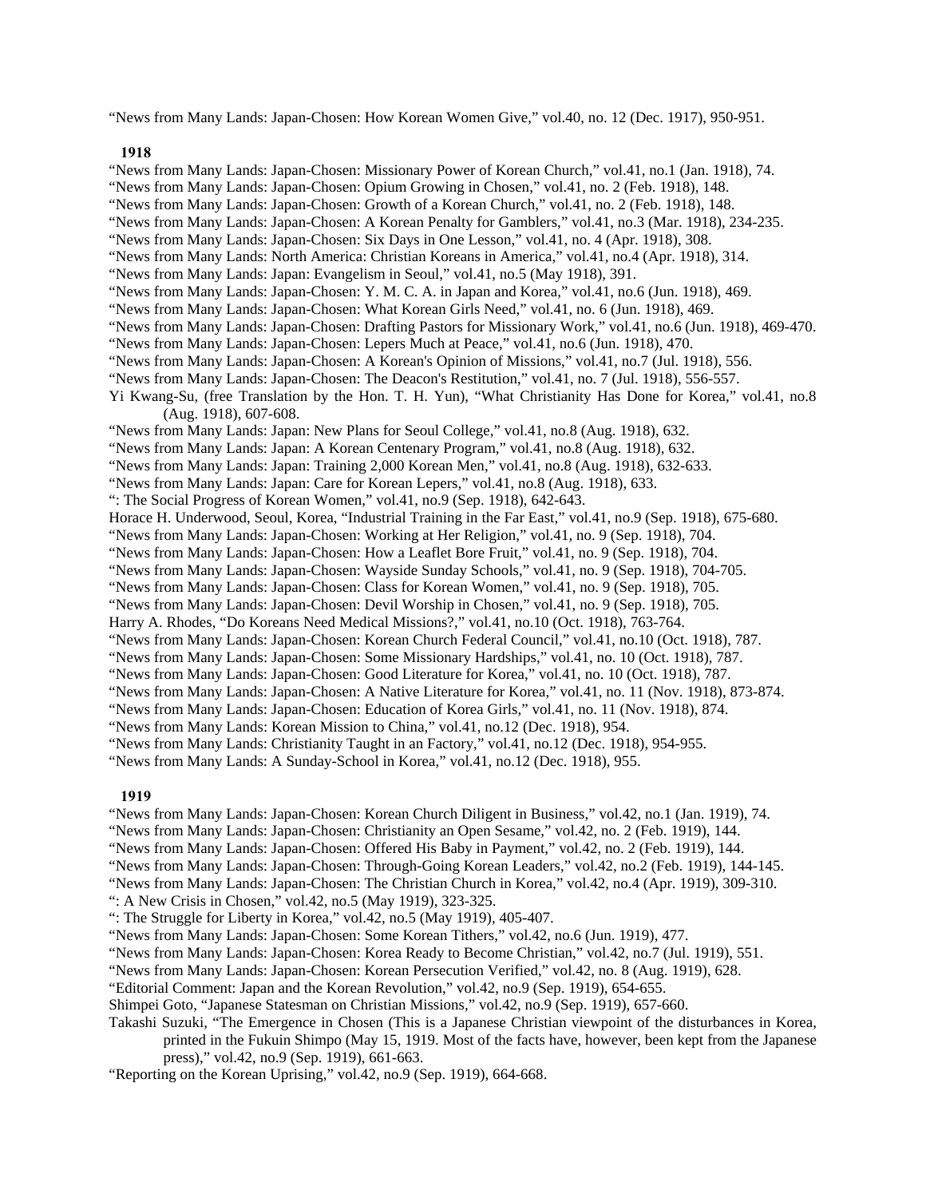"News from Many Lands: Japan-Chosen: How Korean Women Give," vol.40, no. 12 (Dec. 1917), 950-951.

**1918**

"News from Many Lands: Japan-Chosen: Missionary Power of Korean Church," vol.41, no.1 (Jan. 1918), 74.
"News from Many Lands: Japan-Chosen: Opium Growing in Chosen," vol.41, no. 2 (Feb. 1918), 148.
"News from Many Lands: Japan-Chosen: Growth of a Korean Church," vol.41, no. 2 (Feb. 1918), 148.
"News from Many Lands: Japan-Chosen: A Korean Penalty for Gamblers," vol.41, no.3 (Mar. 1918), 234-235.
"News from Many Lands: Japan-Chosen: Six Days in One Lesson," vol.41, no. 4 (Apr. 1918), 308.
"News from Many Lands: North America: Christian Koreans in America," vol.41, no.4 (Apr. 1918), 314.
"News from Many Lands: Japan: Evangelism in Seoul," vol.41, no.5 (May 1918), 391.
"News from Many Lands: Japan-Chosen: Y. M. C. A. in Japan and Korea," vol.41, no.6 (Jun. 1918), 469.
"News from Many Lands: Japan-Chosen: What Korean Girls Need," vol.41, no. 6 (Jun. 1918), 469.
"News from Many Lands: Japan-Chosen: Drafting Pastors for Missionary Work," vol.41, no.6 (Jun. 1918), 469-470.
"News from Many Lands: Japan-Chosen: Lepers Much at Peace," vol.41, no.6 (Jun. 1918), 470.
"News from Many Lands: Japan-Chosen: A Korean's Opinion of Missions," vol.41, no.7 (Jul. 1918), 556.
"News from Many Lands: Japan-Chosen: The Deacon's Restitution," vol.41, no. 7 (Jul. 1918), 556-557.
Yi Kwang-Su, (free Translation by the Hon. T. H. Yun), "What Christianity Has Done for Korea," vol.41, no.8 (Aug. 1918), 607-608.
"News from Many Lands: Japan: New Plans for Seoul College," vol.41, no.8 (Aug. 1918), 632.
"News from Many Lands: Japan: A Korean Centenary Program," vol.41, no.8 (Aug. 1918), 632.
"News from Many Lands: Japan: Training 2,000 Korean Men," vol.41, no.8 (Aug. 1918), 632-633.
"News from Many Lands: Japan: Care for Korean Lepers," vol.41, no.8 (Aug. 1918), 633.
": The Social Progress of Korean Women," vol.41, no.9 (Sep. 1918), 642-643.
Horace H. Underwood, Seoul, Korea, "Industrial Training in the Far East," vol.41, no.9 (Sep. 1918), 675-680.
"News from Many Lands: Japan-Chosen: Working at Her Religion," vol.41, no. 9 (Sep. 1918), 704.
"News from Many Lands: Japan-Chosen: How a Leaflet Bore Fruit," vol.41, no. 9 (Sep. 1918), 704.
"News from Many Lands: Japan-Chosen: Wayside Sunday Schools," vol.41, no. 9 (Sep. 1918), 704-705.
"News from Many Lands: Japan-Chosen: Class for Korean Women," vol.41, no. 9 (Sep. 1918), 705.
"News from Many Lands: Japan-Chosen: Devil Worship in Chosen," vol.41, no. 9 (Sep. 1918), 705.
Harry A. Rhodes, "Do Koreans Need Medical Missions?," vol.41, no.10 (Oct. 1918), 763-764.
"News from Many Lands: Japan-Chosen: Korean Church Federal Council," vol.41, no.10 (Oct. 1918), 787.
"News from Many Lands: Japan-Chosen: Some Missionary Hardships," vol.41, no. 10 (Oct. 1918), 787.
"News from Many Lands: Japan-Chosen: Good Literature for Korea," vol.41, no. 10 (Oct. 1918), 787.
"News from Many Lands: Japan-Chosen: A Native Literature for Korea," vol.41, no. 11 (Nov. 1918), 873-874.
"News from Many Lands: Japan-Chosen: Education of Korea Girls," vol.41, no. 11 (Nov. 1918), 874.
"News from Many Lands: Korean Mission to China," vol.41, no.12 (Dec. 1918), 954.
"News from Many Lands: Christianity Taught in an Factory," vol.41, no.12 (Dec. 1918), 954-955.
"News from Many Lands: A Sunday-School in Korea," vol.41, no.12 (Dec. 1918), 955.

**1919**

"News from Many Lands: Japan-Chosen: Korean Church Diligent in Business," vol.42, no.1 (Jan. 1919), 74.
"News from Many Lands: Japan-Chosen: Christianity an Open Sesame," vol.42, no. 2 (Feb. 1919), 144.
"News from Many Lands: Japan-Chosen: Offered His Baby in Payment," vol.42, no. 2 (Feb. 1919), 144.
"News from Many Lands: Japan-Chosen: Through-Going Korean Leaders," vol.42, no.2 (Feb. 1919), 144-145.
"News from Many Lands: Japan-Chosen: The Christian Church in Korea," vol.42, no.4 (Apr. 1919), 309-310.
": A New Crisis in Chosen," vol.42, no.5 (May 1919), 323-325.
": The Struggle for Liberty in Korea," vol.42, no.5 (May 1919), 405-407.
"News from Many Lands: Japan-Chosen: Some Korean Tithers," vol.42, no.6 (Jun. 1919), 477.
"News from Many Lands: Japan-Chosen: Korea Ready to Become Christian," vol.42, no.7 (Jul. 1919), 551.
"News from Many Lands: Japan-Chosen: Korean Persecution Verified," vol.42, no. 8 (Aug. 1919), 628.
"Editorial Comment: Japan and the Korean Revolution," vol.42, no.9 (Sep. 1919), 654-655.
Shimpei Goto, "Japanese Statesman on Christian Missions," vol.42, no.9 (Sep. 1919), 657-660.
Takashi Suzuki, "The Emergence in Chosen (This is a Japanese Christian viewpoint of the disturbances in Korea, printed in the Fukuin Shimpo (May 15, 1919. Most of the facts have, however, been kept from the Japanese press)," vol.42, no.9 (Sep. 1919), 661-663.
"Reporting on the Korean Uprising," vol.42, no.9 (Sep. 1919), 664-668.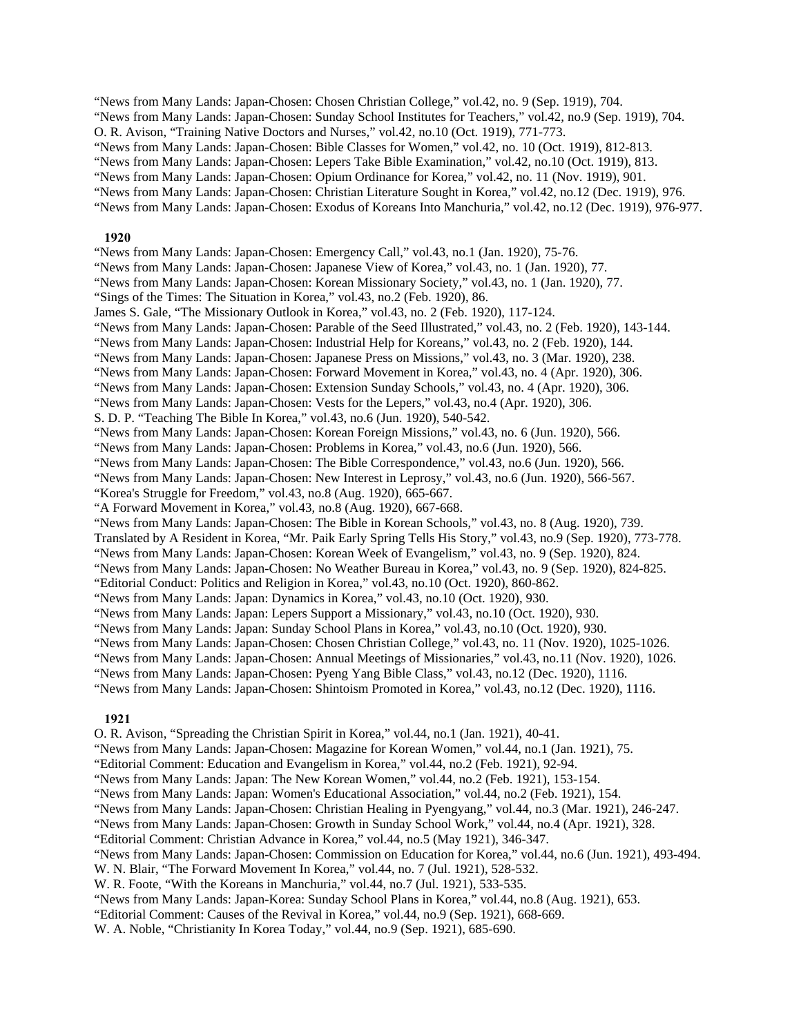“News from Many Lands: Japan-Chosen: Chosen Christian College,” vol.42, no. 9 (Sep. 1919), 704.
“News from Many Lands: Japan-Chosen: Sunday School Institutes for Teachers,” vol.42, no.9 (Sep. 1919), 704.
O. R. Avison, “Training Native Doctors and Nurses,” vol.42, no.10 (Oct. 1919), 771-773.
“News from Many Lands: Japan-Chosen: Bible Classes for Women,” vol.42, no. 10 (Oct. 1919), 812-813.
“News from Many Lands: Japan-Chosen: Lepers Take Bible Examination,” vol.42, no.10 (Oct. 1919), 813.
“News from Many Lands: Japan-Chosen: Opium Ordinance for Korea,” vol.42, no. 11 (Nov. 1919), 901.
“News from Many Lands: Japan-Chosen: Christian Literature Sought in Korea,” vol.42, no.12 (Dec. 1919), 976.
“News from Many Lands: Japan-Chosen: Exodus of Koreans Into Manchuria,” vol.42, no.12 (Dec. 1919), 976-977.

**1920**

“News from Many Lands: Japan-Chosen: Emergency Call,” vol.43, no.1 (Jan. 1920), 75-76.
“News from Many Lands: Japan-Chosen: Japanese View of Korea,” vol.43, no. 1 (Jan. 1920), 77.
“News from Many Lands: Japan-Chosen: Korean Missionary Society,” vol.43, no. 1 (Jan. 1920), 77.
“Sings of the Times: The Situation in Korea,” vol.43, no.2 (Feb. 1920), 86.
James S. Gale, “The Missionary Outlook in Korea,” vol.43, no. 2 (Feb. 1920), 117-124.
“News from Many Lands: Japan-Chosen: Parable of the Seed Illustrated,” vol.43, no. 2 (Feb. 1920), 143-144.
“News from Many Lands: Japan-Chosen: Industrial Help for Koreans,” vol.43, no. 2 (Feb. 1920), 144.
“News from Many Lands: Japan-Chosen: Japanese Press on Missions,” vol.43, no. 3 (Mar. 1920), 238.
“News from Many Lands: Japan-Chosen: Forward Movement in Korea,” vol.43, no. 4 (Apr. 1920), 306.
“News from Many Lands: Japan-Chosen: Extension Sunday Schools,” vol.43, no. 4 (Apr. 1920), 306.
“News from Many Lands: Japan-Chosen: Vests for the Lepers,” vol.43, no.4 (Apr. 1920), 306.
S. D. P. “Teaching The Bible In Korea,” vol.43, no.6 (Jun. 1920), 540-542.
“News from Many Lands: Japan-Chosen: Korean Foreign Missions,” vol.43, no. 6 (Jun. 1920), 566.
“News from Many Lands: Japan-Chosen: Problems in Korea,” vol.43, no.6 (Jun. 1920), 566.
“News from Many Lands: Japan-Chosen: The Bible Correspondence,” vol.43, no.6 (Jun. 1920), 566.
“News from Many Lands: Japan-Chosen: New Interest in Leprosy,” vol.43, no.6 (Jun. 1920), 566-567.
“Korea's Struggle for Freedom,” vol.43, no.8 (Aug. 1920), 665-667.
“A Forward Movement in Korea,” vol.43, no.8 (Aug. 1920), 667-668.
“News from Many Lands: Japan-Chosen: The Bible in Korean Schools,” vol.43, no. 8 (Aug. 1920), 739.
Translated by A Resident in Korea, “Mr. Paik Early Spring Tells His Story,” vol.43, no.9 (Sep. 1920), 773-778.
“News from Many Lands: Japan-Chosen: Korean Week of Evangelism,” vol.43, no. 9 (Sep. 1920), 824.
“News from Many Lands: Japan-Chosen: No Weather Bureau in Korea,” vol.43, no. 9 (Sep. 1920), 824-825.
“Editorial Conduct: Politics and Religion in Korea,” vol.43, no.10 (Oct. 1920), 860-862.
“News from Many Lands: Japan: Dynamics in Korea,” vol.43, no.10 (Oct. 1920), 930.
“News from Many Lands: Japan: Lepers Support a Missionary,” vol.43, no.10 (Oct. 1920), 930.
“News from Many Lands: Japan: Sunday School Plans in Korea,” vol.43, no.10 (Oct. 1920), 930.
“News from Many Lands: Japan-Chosen: Chosen Christian College,” vol.43, no. 11 (Nov. 1920), 1025-1026.
“News from Many Lands: Japan-Chosen: Annual Meetings of Missionaries,” vol.43, no.11 (Nov. 1920), 1026.
“News from Many Lands: Japan-Chosen: Pyeng Yang Bible Class,” vol.43, no.12 (Dec. 1920), 1116.
“News from Many Lands: Japan-Chosen: Shintoism Promoted in Korea,” vol.43, no.12 (Dec. 1920), 1116.

**1921**

O. R. Avison, “Spreading the Christian Spirit in Korea,” vol.44, no.1 (Jan. 1921), 40-41.
“News from Many Lands: Japan-Chosen: Magazine for Korean Women,” vol.44, no.1 (Jan. 1921), 75.
“Editorial Comment: Education and Evangelism in Korea,” vol.44, no.2 (Feb. 1921), 92-94.
“News from Many Lands: Japan: The New Korean Women,” vol.44, no.2 (Feb. 1921), 153-154.
“News from Many Lands: Japan: Women's Educational Association,” vol.44, no.2 (Feb. 1921), 154.
“News from Many Lands: Japan-Chosen: Christian Healing in Pyengyang,” vol.44, no.3 (Mar. 1921), 246-247.
“News from Many Lands: Japan-Chosen: Growth in Sunday School Work,” vol.44, no.4 (Apr. 1921), 328.
“Editorial Comment: Christian Advance in Korea,” vol.44, no.5 (May 1921), 346-347.
“News from Many Lands: Japan-Chosen: Commission on Education for Korea,” vol.44, no.6 (Jun. 1921), 493-494.
W. N. Blair, “The Forward Movement In Korea,” vol.44, no. 7 (Jul. 1921), 528-532.
W. R. Foote, “With the Koreans in Manchuria,” vol.44, no.7 (Jul. 1921), 533-535.
“News from Many Lands: Japan-Korea: Sunday School Plans in Korea,” vol.44, no.8 (Aug. 1921), 653.
“Editorial Comment: Causes of the Revival in Korea,” vol.44, no.9 (Sep. 1921), 668-669.
W. A. Noble, “Christianity In Korea Today,” vol.44, no.9 (Sep. 1921), 685-690.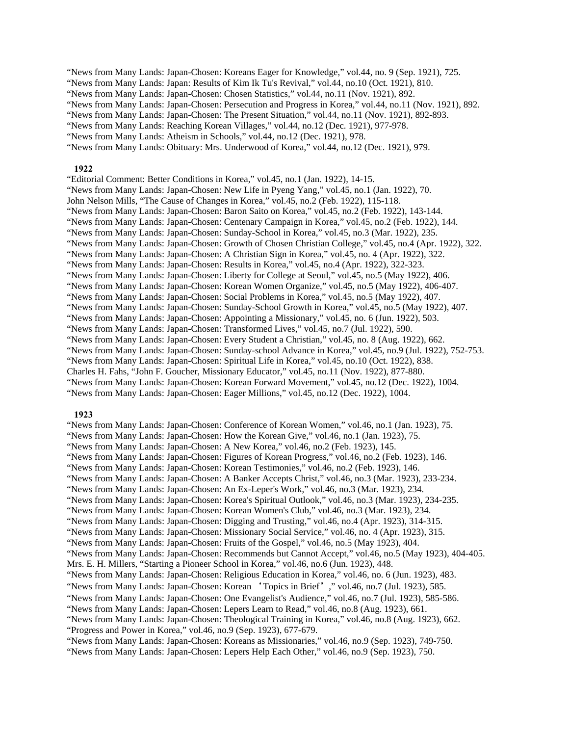“News from Many Lands: Japan-Chosen: Koreans Eager for Knowledge,” vol.44, no. 9 (Sep. 1921), 725.
“News from Many Lands: Japan: Results of Kim Ik Tu's Revival,” vol.44, no.10 (Oct. 1921), 810.
“News from Many Lands: Japan-Chosen: Chosen Statistics,” vol.44, no.11 (Nov. 1921), 892.
“News from Many Lands: Japan-Chosen: Persecution and Progress in Korea,” vol.44, no.11 (Nov. 1921), 892.
“News from Many Lands: Japan-Chosen: The Present Situation,” vol.44, no.11 (Nov. 1921), 892-893.
“News from Many Lands: Reaching Korean Villages,” vol.44, no.12 (Dec. 1921), 977-978.
“News from Many Lands: Atheism in Schools,” vol.44, no.12 (Dec. 1921), 978.
“News from Many Lands: Obituary: Mrs. Underwood of Korea,” vol.44, no.12 (Dec. 1921), 979.

**1922**

“Editorial Comment: Better Conditions in Korea,” vol.45, no.1 (Jan. 1922), 14-15.
“News from Many Lands: Japan-Chosen: New Life in Pyeng Yang,” vol.45, no.1 (Jan. 1922), 70.
John Nelson Mills, “The Cause of Changes in Korea,” vol.45, no.2 (Feb. 1922), 115-118.
“News from Many Lands: Japan-Chosen: Baron Saito on Korea,” vol.45, no.2 (Feb. 1922), 143-144.
“News from Many Lands: Japan-Chosen: Centenary Campaign in Korea,” vol.45, no.2 (Feb. 1922), 144.
“News from Many Lands: Japan-Chosen: Sunday-School in Korea,” vol.45, no.3 (Mar. 1922), 235.
“News from Many Lands: Japan-Chosen: Growth of Chosen Christian College,” vol.45, no.4 (Apr. 1922), 322.
“News from Many Lands: Japan-Chosen: A Christian Sign in Korea,” vol.45, no. 4 (Apr. 1922), 322.
“News from Many Lands: Japan-Chosen: Results in Korea,” vol.45, no.4 (Apr. 1922), 322-323.
“News from Many Lands: Japan-Chosen: Liberty for College at Seoul,” vol.45, no.5 (May 1922), 406.
“News from Many Lands: Japan-Chosen: Korean Women Organize,” vol.45, no.5 (May 1922), 406-407.
“News from Many Lands: Japan-Chosen: Social Problems in Korea,” vol.45, no.5 (May 1922), 407.
“News from Many Lands: Japan-Chosen: Sunday-School Growth in Korea,” vol.45, no.5 (May 1922), 407.
“News from Many Lands: Japan-Chosen: Appointing a Missionary,” vol.45, no. 6 (Jun. 1922), 503.
“News from Many Lands: Japan-Chosen: Transformed Lives,” vol.45, no.7 (Jul. 1922), 590.
“News from Many Lands: Japan-Chosen: Every Student a Christian,” vol.45, no. 8 (Aug. 1922), 662.
“News from Many Lands: Japan-Chosen: Sunday-school Advance in Korea,” vol.45, no.9 (Jul. 1922), 752-753.
“News from Many Lands: Japan-Chosen: Spiritual Life in Korea,” vol.45, no.10 (Oct. 1922), 838.
Charles H. Fahs, “John F. Goucher, Missionary Educator,” vol.45, no.11 (Nov. 1922), 877-880.
“News from Many Lands: Japan-Chosen: Korean Forward Movement,” vol.45, no.12 (Dec. 1922), 1004.
“News from Many Lands: Japan-Chosen: Eager Millions,” vol.45, no.12 (Dec. 1922), 1004.

**1923**

“News from Many Lands: Japan-Chosen: Conference of Korean Women,” vol.46, no.1 (Jan. 1923), 75.
“News from Many Lands: Japan-Chosen: How the Korean Give,” vol.46, no.1 (Jan. 1923), 75.
“News from Many Lands: Japan-Chosen: A New Korea,” vol.46, no.2 (Feb. 1923), 145.
“News from Many Lands: Japan-Chosen: Figures of Korean Progress,” vol.46, no.2 (Feb. 1923), 146.
“News from Many Lands: Japan-Chosen: Korean Testimonies,” vol.46, no.2 (Feb. 1923), 146.
“News from Many Lands: Japan-Chosen: A Banker Accepts Christ,” vol.46, no.3 (Mar. 1923), 233-234.
“News from Many Lands: Japan-Chosen: An Ex-Leper's Work,” vol.46, no.3 (Mar. 1923), 234.
“News from Many Lands: Japan-Chosen: Korea's Spiritual Outlook,” vol.46, no.3 (Mar. 1923), 234-235.
“News from Many Lands: Japan-Chosen: Korean Women's Club,” vol.46, no.3 (Mar. 1923), 234.
“News from Many Lands: Japan-Chosen: Digging and Trusting,” vol.46, no.4 (Apr. 1923), 314-315.
“News from Many Lands: Japan-Chosen: Missionary Social Service,” vol.46, no. 4 (Apr. 1923), 315.
“News from Many Lands: Japan-Chosen: Fruits of the Gospel,” vol.46, no.5 (May 1923), 404.
“News from Many Lands: Japan-Chosen: Recommends but Cannot Accept,” vol.46, no.5 (May 1923), 404-405.
Mrs. E. H. Millers, “Starting a Pioneer School in Korea,” vol.46, no.6 (Jun. 1923), 448.
“News from Many Lands: Japan-Chosen: Religious Education in Korea,” vol.46, no. 6 (Jun. 1923), 483.
“News from Many Lands: Japan-Chosen: Korean ‘Topics in Brief’,” vol.46, no.7 (Jul. 1923), 585.
“News from Many Lands: Japan-Chosen: One Evangelist's Audience,” vol.46, no.7 (Jul. 1923), 585-586.
“News from Many Lands: Japan-Chosen: Lepers Learn to Read,” vol.46, no.8 (Aug. 1923), 661.
“News from Many Lands: Japan-Chosen: Theological Training in Korea,” vol.46, no.8 (Aug. 1923), 662.
“Progress and Power in Korea,” vol.46, no.9 (Sep. 1923), 677-679.
“News from Many Lands: Japan-Chosen: Koreans as Missionaries,” vol.46, no.9 (Sep. 1923), 749-750.
“News from Many Lands: Japan-Chosen: Lepers Help Each Other,” vol.46, no.9 (Sep. 1923), 750.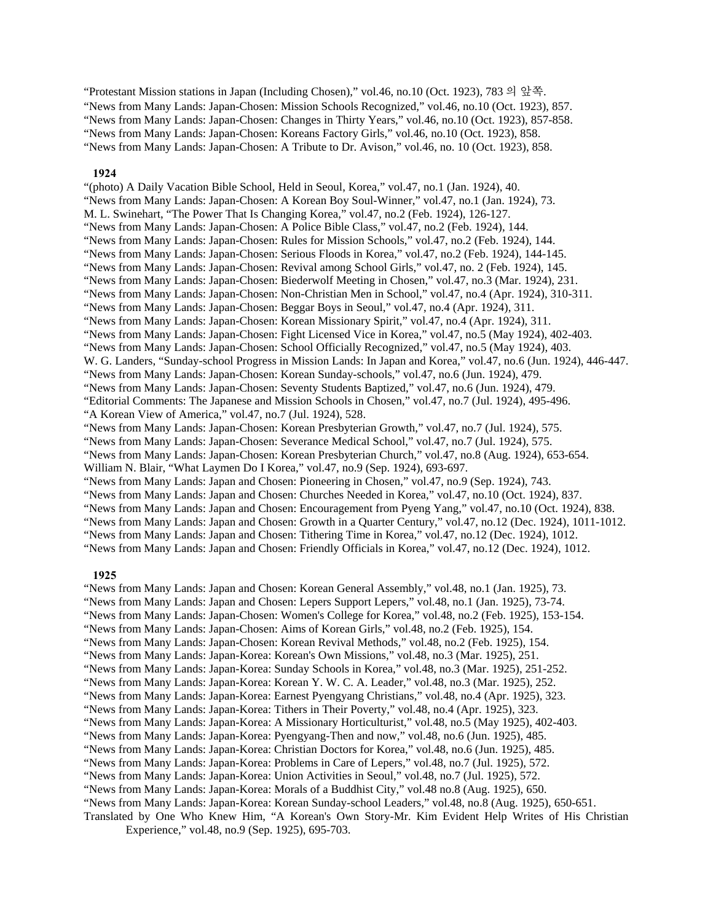"Protestant Mission stations in Japan (Including Chosen)," vol.46, no.10 (Oct. 1923), 783 의 앞쪽.
"News from Many Lands: Japan-Chosen: Mission Schools Recognized," vol.46, no.10 (Oct. 1923), 857.
"News from Many Lands: Japan-Chosen: Changes in Thirty Years," vol.46, no.10 (Oct. 1923), 857-858.
"News from Many Lands: Japan-Chosen: Koreans Factory Girls," vol.46, no.10 (Oct. 1923), 858.
"News from Many Lands: Japan-Chosen: A Tribute to Dr. Avison," vol.46, no. 10 (Oct. 1923), 858.

**1924**

"(photo) A Daily Vacation Bible School, Held in Seoul, Korea," vol.47, no.1 (Jan. 1924), 40.
"News from Many Lands: Japan-Chosen: A Korean Boy Soul-Winner," vol.47, no.1 (Jan. 1924), 73.
M. L. Swinehart, "The Power That Is Changing Korea," vol.47, no.2 (Feb. 1924), 126-127.
"News from Many Lands: Japan-Chosen: A Police Bible Class," vol.47, no.2 (Feb. 1924), 144.
"News from Many Lands: Japan-Chosen: Rules for Mission Schools," vol.47, no.2 (Feb. 1924), 144.
"News from Many Lands: Japan-Chosen: Serious Floods in Korea," vol.47, no.2 (Feb. 1924), 144-145.
"News from Many Lands: Japan-Chosen: Revival among School Girls," vol.47, no. 2 (Feb. 1924), 145.
"News from Many Lands: Japan-Chosen: Biederwolf Meeting in Chosen," vol.47, no.3 (Mar. 1924), 231.
"News from Many Lands: Japan-Chosen: Non-Christian Men in School," vol.47, no.4 (Apr. 1924), 310-311.
"News from Many Lands: Japan-Chosen: Beggar Boys in Seoul," vol.47, no.4 (Apr. 1924), 311.
"News from Many Lands: Japan-Chosen: Korean Missionary Spirit," vol.47, no.4 (Apr. 1924), 311.
"News from Many Lands: Japan-Chosen: Fight Licensed Vice in Korea," vol.47, no.5 (May 1924), 402-403.
"News from Many Lands: Japan-Chosen: School Officially Recognized," vol.47, no.5 (May 1924), 403.
W. G. Landers, "Sunday-school Progress in Mission Lands: In Japan and Korea," vol.47, no.6 (Jun. 1924), 446-447.
"News from Many Lands: Japan-Chosen: Korean Sunday-schools," vol.47, no.6 (Jun. 1924), 479.
"News from Many Lands: Japan-Chosen: Seventy Students Baptized," vol.47, no.6 (Jun. 1924), 479.
"Editorial Comments: The Japanese and Mission Schools in Chosen," vol.47, no.7 (Jul. 1924), 495-496.
"A Korean View of America," vol.47, no.7 (Jul. 1924), 528.
"News from Many Lands: Japan-Chosen: Korean Presbyterian Growth," vol.47, no.7 (Jul. 1924), 575.
"News from Many Lands: Japan-Chosen: Severance Medical School," vol.47, no.7 (Jul. 1924), 575.
"News from Many Lands: Japan-Chosen: Korean Presbyterian Church," vol.47, no.8 (Aug. 1924), 653-654.
William N. Blair, "What Laymen Do I Korea," vol.47, no.9 (Sep. 1924), 693-697.
"News from Many Lands: Japan and Chosen: Pioneering in Chosen," vol.47, no.9 (Sep. 1924), 743.
"News from Many Lands: Japan and Chosen: Churches Needed in Korea," vol.47, no.10 (Oct. 1924), 837.
"News from Many Lands: Japan and Chosen: Encouragement from Pyeng Yang," vol.47, no.10 (Oct. 1924), 838.
"News from Many Lands: Japan and Chosen: Growth in a Quarter Century," vol.47, no.12 (Dec. 1924), 1011-1012.
"News from Many Lands: Japan and Chosen: Tithering Time in Korea," vol.47, no.12 (Dec. 1924), 1012.
"News from Many Lands: Japan and Chosen: Friendly Officials in Korea," vol.47, no.12 (Dec. 1924), 1012.

**1925**

"News from Many Lands: Japan and Chosen: Korean General Assembly," vol.48, no.1 (Jan. 1925), 73.
"News from Many Lands: Japan and Chosen: Lepers Support Lepers," vol.48, no.1 (Jan. 1925), 73-74.
"News from Many Lands: Japan-Chosen: Women's College for Korea," vol.48, no.2 (Feb. 1925), 153-154.
"News from Many Lands: Japan-Chosen: Aims of Korean Girls," vol.48, no.2 (Feb. 1925), 154.
"News from Many Lands: Japan-Chosen: Korean Revival Methods," vol.48, no.2 (Feb. 1925), 154.
"News from Many Lands: Japan-Korea: Korean's Own Missions," vol.48, no.3 (Mar. 1925), 251.
"News from Many Lands: Japan-Korea: Sunday Schools in Korea," vol.48, no.3 (Mar. 1925), 251-252.
"News from Many Lands: Japan-Korea: Korean Y. W. C. A. Leader," vol.48, no.3 (Mar. 1925), 252.
"News from Many Lands: Japan-Korea: Earnest Pyengyang Christians," vol.48, no.4 (Apr. 1925), 323.
"News from Many Lands: Japan-Korea: Tithers in Their Poverty," vol.48, no.4 (Apr. 1925), 323.
"News from Many Lands: Japan-Korea: A Missionary Horticulturist," vol.48, no.5 (May 1925), 402-403.
"News from Many Lands: Japan-Korea: Pyengyang-Then and now," vol.48, no.6 (Jun. 1925), 485.
"News from Many Lands: Japan-Korea: Christian Doctors for Korea," vol.48, no.6 (Jun. 1925), 485.
"News from Many Lands: Japan-Korea: Problems in Care of Lepers," vol.48, no.7 (Jul. 1925), 572.
"News from Many Lands: Japan-Korea: Union Activities in Seoul," vol.48, no.7 (Jul. 1925), 572.
"News from Many Lands: Japan-Korea: Morals of a Buddhist City," vol.48 no.8 (Aug. 1925), 650.
"News from Many Lands: Japan-Korea: Korean Sunday-school Leaders," vol.48, no.8 (Aug. 1925), 650-651.
Translated by One Who Knew Him, "A Korean's Own Story-Mr. Kim Evident Help Writes of His Christian Experience," vol.48, no.9 (Sep. 1925), 695-703.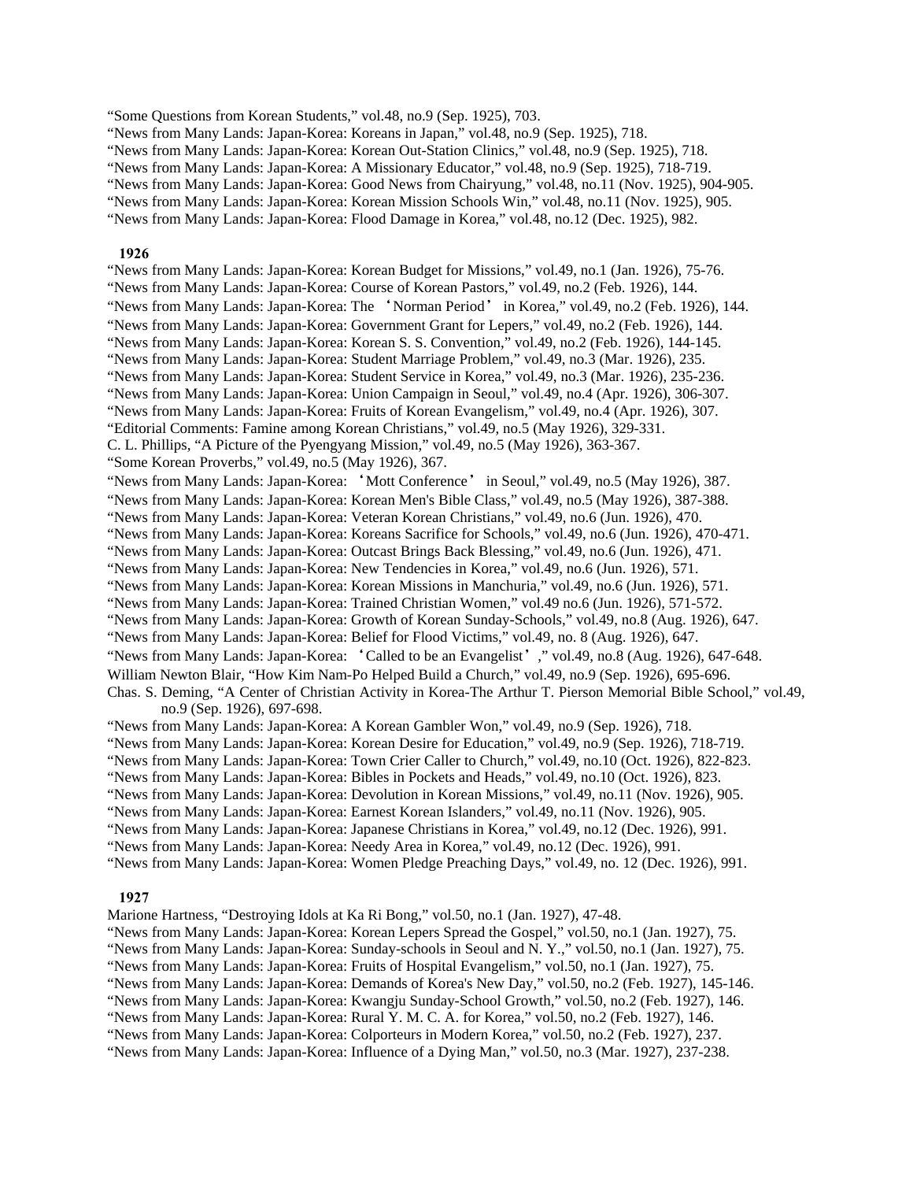"Some Questions from Korean Students," vol.48, no.9 (Sep. 1925), 703.
"News from Many Lands: Japan-Korea: Koreans in Japan," vol.48, no.9 (Sep. 1925), 718.
"News from Many Lands: Japan-Korea: Korean Out-Station Clinics," vol.48, no.9 (Sep. 1925), 718.
"News from Many Lands: Japan-Korea: A Missionary Educator," vol.48, no.9 (Sep. 1925), 718-719.
"News from Many Lands: Japan-Korea: Good News from Chairyung," vol.48, no.11 (Nov. 1925), 904-905.
"News from Many Lands: Japan-Korea: Korean Mission Schools Win," vol.48, no.11 (Nov. 1925), 905.
"News from Many Lands: Japan-Korea: Flood Damage in Korea," vol.48, no.12 (Dec. 1925), 982.

**1926**

"News from Many Lands: Japan-Korea: Korean Budget for Missions," vol.49, no.1 (Jan. 1926), 75-76.
"News from Many Lands: Japan-Korea: Course of Korean Pastors," vol.49, no.2 (Feb. 1926), 144.
"News from Many Lands: Japan-Korea: The 'Norman Period' in Korea," vol.49, no.2 (Feb. 1926), 144.
"News from Many Lands: Japan-Korea: Government Grant for Lepers," vol.49, no.2 (Feb. 1926), 144.
"News from Many Lands: Japan-Korea: Korean S. S. Convention," vol.49, no.2 (Feb. 1926), 144-145.
"News from Many Lands: Japan-Korea: Student Marriage Problem," vol.49, no.3 (Mar. 1926), 235.
"News from Many Lands: Japan-Korea: Student Service in Korea," vol.49, no.3 (Mar. 1926), 235-236.
"News from Many Lands: Japan-Korea: Union Campaign in Seoul," vol.49, no.4 (Apr. 1926), 306-307.
"News from Many Lands: Japan-Korea: Fruits of Korean Evangelism," vol.49, no.4 (Apr. 1926), 307.
"Editorial Comments: Famine among Korean Christians," vol.49, no.5 (May 1926), 329-331.
C. L. Phillips, "A Picture of the Pyengyang Mission," vol.49, no.5 (May 1926), 363-367.
"Some Korean Proverbs," vol.49, no.5 (May 1926), 367.
"News from Many Lands: Japan-Korea: 'Mott Conference' in Seoul," vol.49, no.5 (May 1926), 387.
"News from Many Lands: Japan-Korea: Korean Men's Bible Class," vol.49, no.5 (May 1926), 387-388.
"News from Many Lands: Japan-Korea: Veteran Korean Christians," vol.49, no.6 (Jun. 1926), 470.
"News from Many Lands: Japan-Korea: Koreans Sacrifice for Schools," vol.49, no.6 (Jun. 1926), 470-471.
"News from Many Lands: Japan-Korea: Outcast Brings Back Blessing," vol.49, no.6 (Jun. 1926), 471.
"News from Many Lands: Japan-Korea: New Tendencies in Korea," vol.49, no.6 (Jun. 1926), 571.
"News from Many Lands: Japan-Korea: Korean Missions in Manchuria," vol.49, no.6 (Jun. 1926), 571.
"News from Many Lands: Japan-Korea: Trained Christian Women," vol.49 no.6 (Jun. 1926), 571-572.
"News from Many Lands: Japan-Korea: Growth of Korean Sunday-Schools," vol.49, no.8 (Aug. 1926), 647.
"News from Many Lands: Japan-Korea: Belief for Flood Victims," vol.49, no. 8 (Aug. 1926), 647.
"News from Many Lands: Japan-Korea: 'Called to be an Evangelist'," vol.49, no.8 (Aug. 1926), 647-648.
William Newton Blair, "How Kim Nam-Po Helped Build a Church," vol.49, no.9 (Sep. 1926), 695-696.
Chas. S. Deming, "A Center of Christian Activity in Korea-The Arthur T. Pierson Memorial Bible School," vol.49, no.9 (Sep. 1926), 697-698.
"News from Many Lands: Japan-Korea: A Korean Gambler Won," vol.49, no.9 (Sep. 1926), 718.
"News from Many Lands: Japan-Korea: Korean Desire for Education," vol.49, no.9 (Sep. 1926), 718-719.
"News from Many Lands: Japan-Korea: Town Crier Caller to Church," vol.49, no.10 (Oct. 1926), 822-823.
"News from Many Lands: Japan-Korea: Bibles in Pockets and Heads," vol.49, no.10 (Oct. 1926), 823.
"News from Many Lands: Japan-Korea: Devolution in Korean Missions," vol.49, no.11 (Nov. 1926), 905.
"News from Many Lands: Japan-Korea: Earnest Korean Islanders," vol.49, no.11 (Nov. 1926), 905.
"News from Many Lands: Japan-Korea: Japanese Christians in Korea," vol.49, no.12 (Dec. 1926), 991.
"News from Many Lands: Japan-Korea: Needy Area in Korea," vol.49, no.12 (Dec. 1926), 991.
"News from Many Lands: Japan-Korea: Women Pledge Preaching Days," vol.49, no. 12 (Dec. 1926), 991.

**1927**

Marione Hartness, "Destroying Idols at Ka Ri Bong," vol.50, no.1 (Jan. 1927), 47-48.
"News from Many Lands: Japan-Korea: Korean Lepers Spread the Gospel," vol.50, no.1 (Jan. 1927), 75.
"News from Many Lands: Japan-Korea: Sunday-schools in Seoul and N. Y.," vol.50, no.1 (Jan. 1927), 75.
"News from Many Lands: Japan-Korea: Fruits of Hospital Evangelism," vol.50, no.1 (Jan. 1927), 75.
"News from Many Lands: Japan-Korea: Demands of Korea's New Day," vol.50, no.2 (Feb. 1927), 145-146.
"News from Many Lands: Japan-Korea: Kwangju Sunday-School Growth," vol.50, no.2 (Feb. 1927), 146.
"News from Many Lands: Japan-Korea: Rural Y. M. C. A. for Korea," vol.50, no.2 (Feb. 1927), 146.
"News from Many Lands: Japan-Korea: Colporteurs in Modern Korea," vol.50, no.2 (Feb. 1927), 237.
"News from Many Lands: Japan-Korea: Influence of a Dying Man," vol.50, no.3 (Mar. 1927), 237-238.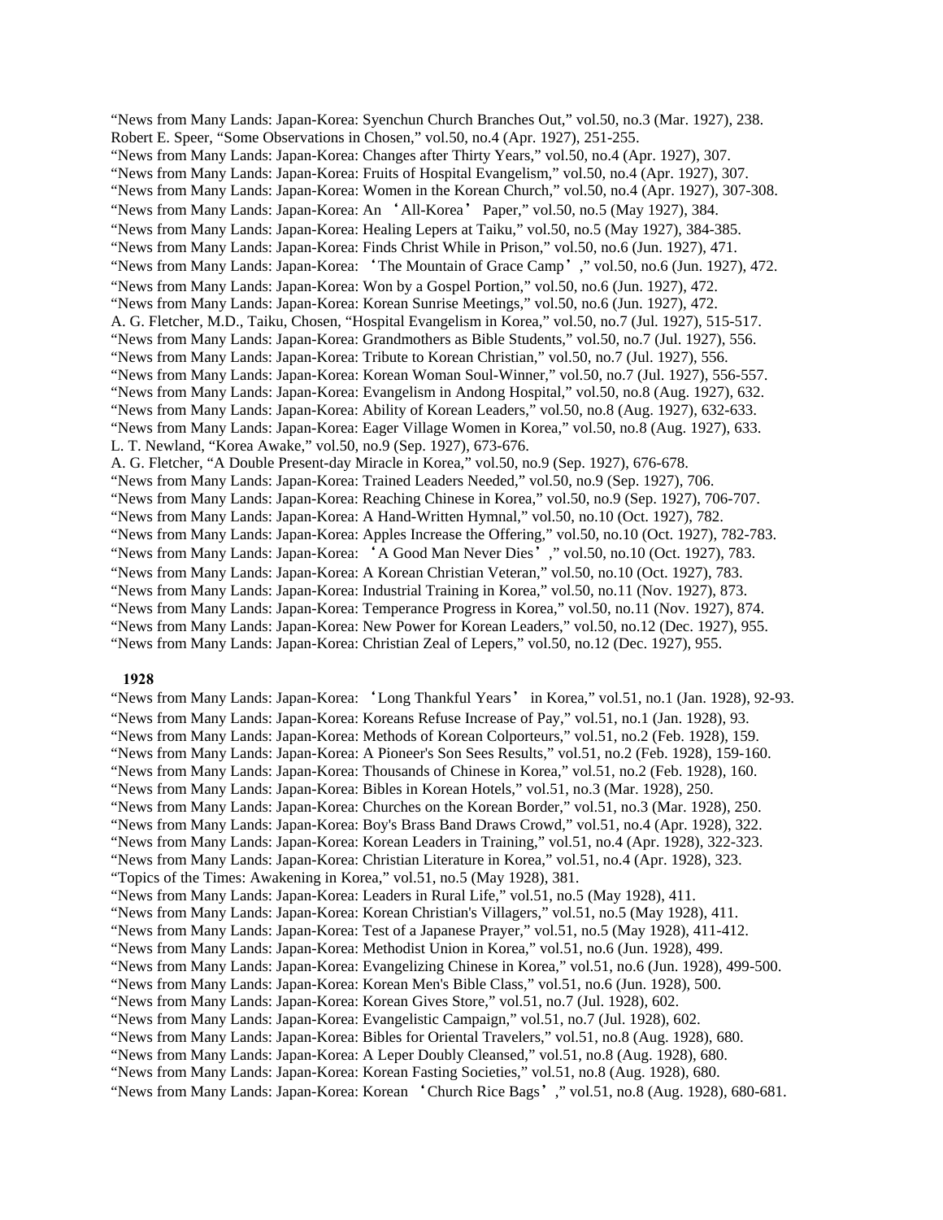"News from Many Lands: Japan-Korea: Syenchun Church Branches Out," vol.50, no.3 (Mar. 1927), 238.
Robert E. Speer, "Some Observations in Chosen," vol.50, no.4 (Apr. 1927), 251-255.
"News from Many Lands: Japan-Korea: Changes after Thirty Years," vol.50, no.4 (Apr. 1927), 307.
"News from Many Lands: Japan-Korea: Fruits of Hospital Evangelism," vol.50, no.4 (Apr. 1927), 307.
"News from Many Lands: Japan-Korea: Women in the Korean Church," vol.50, no.4 (Apr. 1927), 307-308.
"News from Many Lands: Japan-Korea: An 'All-Korea' Paper," vol.50, no.5 (May 1927), 384.
"News from Many Lands: Japan-Korea: Healing Lepers at Taiku," vol.50, no.5 (May 1927), 384-385.
"News from Many Lands: Japan-Korea: Finds Christ While in Prison," vol.50, no.6 (Jun. 1927), 471.
"News from Many Lands: Japan-Korea: 'The Mountain of Grace Camp'," vol.50, no.6 (Jun. 1927), 472.
"News from Many Lands: Japan-Korea: Won by a Gospel Portion," vol.50, no.6 (Jun. 1927), 472.
"News from Many Lands: Japan-Korea: Korean Sunrise Meetings," vol.50, no.6 (Jun. 1927), 472.
A. G. Fletcher, M.D., Taiku, Chosen, "Hospital Evangelism in Korea," vol.50, no.7 (Jul. 1927), 515-517.
"News from Many Lands: Japan-Korea: Grandmothers as Bible Students," vol.50, no.7 (Jul. 1927), 556.
"News from Many Lands: Japan-Korea: Tribute to Korean Christian," vol.50, no.7 (Jul. 1927), 556.
"News from Many Lands: Japan-Korea: Korean Woman Soul-Winner," vol.50, no.7 (Jul. 1927), 556-557.
"News from Many Lands: Japan-Korea: Evangelism in Andong Hospital," vol.50, no.8 (Aug. 1927), 632.
"News from Many Lands: Japan-Korea: Ability of Korean Leaders," vol.50, no.8 (Aug. 1927), 632-633.
"News from Many Lands: Japan-Korea: Eager Village Women in Korea," vol.50, no.8 (Aug. 1927), 633.
L. T. Newland, "Korea Awake," vol.50, no.9 (Sep. 1927), 673-676.
A. G. Fletcher, "A Double Present-day Miracle in Korea," vol.50, no.9 (Sep. 1927), 676-678.
"News from Many Lands: Japan-Korea: Trained Leaders Needed," vol.50, no.9 (Sep. 1927), 706.
"News from Many Lands: Japan-Korea: Reaching Chinese in Korea," vol.50, no.9 (Sep. 1927), 706-707.
"News from Many Lands: Japan-Korea: A Hand-Written Hymnal," vol.50, no.10 (Oct. 1927), 782.
"News from Many Lands: Japan-Korea: Apples Increase the Offering," vol.50, no.10 (Oct. 1927), 782-783.
"News from Many Lands: Japan-Korea: 'A Good Man Never Dies'," vol.50, no.10 (Oct. 1927), 783.
"News from Many Lands: Japan-Korea: A Korean Christian Veteran," vol.50, no.10 (Oct. 1927), 783.
"News from Many Lands: Japan-Korea: Industrial Training in Korea," vol.50, no.11 (Nov. 1927), 873.
"News from Many Lands: Japan-Korea: Temperance Progress in Korea," vol.50, no.11 (Nov. 1927), 874.
"News from Many Lands: Japan-Korea: New Power for Korean Leaders," vol.50, no.12 (Dec. 1927), 955.
"News from Many Lands: Japan-Korea: Christian Zeal of Lepers," vol.50, no.12 (Dec. 1927), 955.

**1928**

"News from Many Lands: Japan-Korea: 'Long Thankful Years' in Korea," vol.51, no.1 (Jan. 1928), 92-93.
"News from Many Lands: Japan-Korea: Koreans Refuse Increase of Pay," vol.51, no.1 (Jan. 1928), 93.
"News from Many Lands: Japan-Korea: Methods of Korean Colporteurs," vol.51, no.2 (Feb. 1928), 159.
"News from Many Lands: Japan-Korea: A Pioneer's Son Sees Results," vol.51, no.2 (Feb. 1928), 159-160.
"News from Many Lands: Japan-Korea: Thousands of Chinese in Korea," vol.51, no.2 (Feb. 1928), 160.
"News from Many Lands: Japan-Korea: Bibles in Korean Hotels," vol.51, no.3 (Mar. 1928), 250.
"News from Many Lands: Japan-Korea: Churches on the Korean Border," vol.51, no.3 (Mar. 1928), 250.
"News from Many Lands: Japan-Korea: Boy's Brass Band Draws Crowd," vol.51, no.4 (Apr. 1928), 322.
"News from Many Lands: Japan-Korea: Korean Leaders in Training," vol.51, no.4 (Apr. 1928), 322-323.
"News from Many Lands: Japan-Korea: Christian Literature in Korea," vol.51, no.4 (Apr. 1928), 323.
"Topics of the Times: Awakening in Korea," vol.51, no.5 (May 1928), 381.
"News from Many Lands: Japan-Korea: Leaders in Rural Life," vol.51, no.5 (May 1928), 411.
"News from Many Lands: Japan-Korea: Korean Christian's Villagers," vol.51, no.5 (May 1928), 411.
"News from Many Lands: Japan-Korea: Test of a Japanese Prayer," vol.51, no.5 (May 1928), 411-412.
"News from Many Lands: Japan-Korea: Methodist Union in Korea," vol.51, no.6 (Jun. 1928), 499.
"News from Many Lands: Japan-Korea: Evangelizing Chinese in Korea," vol.51, no.6 (Jun. 1928), 499-500.
"News from Many Lands: Japan-Korea: Korean Men's Bible Class," vol.51, no.6 (Jun. 1928), 500.
"News from Many Lands: Japan-Korea: Korean Gives Store," vol.51, no.7 (Jul. 1928), 602.
"News from Many Lands: Japan-Korea: Evangelistic Campaign," vol.51, no.7 (Jul. 1928), 602.
"News from Many Lands: Japan-Korea: Bibles for Oriental Travelers," vol.51, no.8 (Aug. 1928), 680.
"News from Many Lands: Japan-Korea: A Leper Doubly Cleansed," vol.51, no.8 (Aug. 1928), 680.
"News from Many Lands: Japan-Korea: Korean Fasting Societies," vol.51, no.8 (Aug. 1928), 680.
"News from Many Lands: Japan-Korea: Korean 'Church Rice Bags'," vol.51, no.8 (Aug. 1928), 680-681.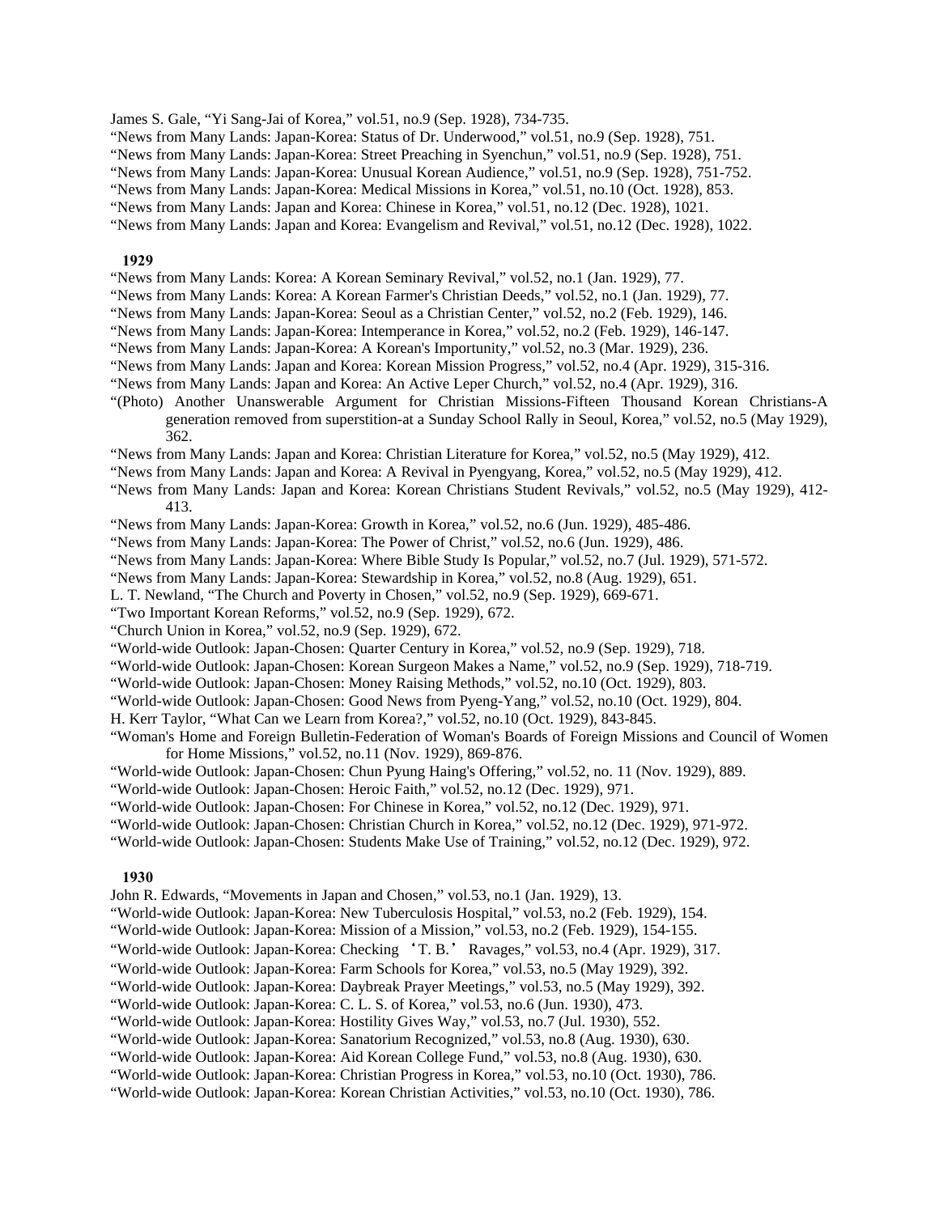James S. Gale, “Yi Sang-Jai of Korea,” vol.51, no.9 (Sep. 1928), 734-735.
“News from Many Lands: Japan-Korea: Status of Dr. Underwood,” vol.51, no.9 (Sep. 1928), 751.
“News from Many Lands: Japan-Korea: Street Preaching in Syenchun,” vol.51, no.9 (Sep. 1928), 751.
“News from Many Lands: Japan-Korea: Unusual Korean Audience,” vol.51, no.9 (Sep. 1928), 751-752.
“News from Many Lands: Japan-Korea: Medical Missions in Korea,” vol.51, no.10 (Oct. 1928), 853.
“News from Many Lands: Japan and Korea: Chinese in Korea,” vol.51, no.12 (Dec. 1928), 1021.
“News from Many Lands: Japan and Korea: Evangelism and Revival,” vol.51, no.12 (Dec. 1928), 1022.

**1929**

“News from Many Lands: Korea: A Korean Seminary Revival,” vol.52, no.1 (Jan. 1929), 77.
“News from Many Lands: Korea: A Korean Farmer's Christian Deeds,” vol.52, no.1 (Jan. 1929), 77.
“News from Many Lands: Japan-Korea: Seoul as a Christian Center,” vol.52, no.2 (Feb. 1929), 146.
“News from Many Lands: Japan-Korea: Intemperance in Korea,” vol.52, no.2 (Feb. 1929), 146-147.
“News from Many Lands: Japan-Korea: A Korean's Importunity,” vol.52, no.3 (Mar. 1929), 236.
“News from Many Lands: Japan and Korea: Korean Mission Progress,” vol.52, no.4 (Apr. 1929), 315-316.
“News from Many Lands: Japan and Korea: An Active Leper Church,” vol.52, no.4 (Apr. 1929), 316.
“(Photo) Another Unanswerable Argument for Christian Missions-Fifteen Thousand Korean Christians-A generation removed from superstition-at a Sunday School Rally in Seoul, Korea,” vol.52, no.5 (May 1929), 362.
“News from Many Lands: Japan and Korea: Christian Literature for Korea,” vol.52, no.5 (May 1929), 412.
“News from Many Lands: Japan and Korea: A Revival in Pyengyang, Korea,” vol.52, no.5 (May 1929), 412.
“News from Many Lands: Japan and Korea: Korean Christians Student Revivals,” vol.52, no.5 (May 1929), 412-413.
“News from Many Lands: Japan-Korea: Growth in Korea,” vol.52, no.6 (Jun. 1929), 485-486.
“News from Many Lands: Japan-Korea: The Power of Christ,” vol.52, no.6 (Jun. 1929), 486.
“News from Many Lands: Japan-Korea: Where Bible Study Is Popular,” vol.52, no.7 (Jul. 1929), 571-572.
“News from Many Lands: Japan-Korea: Stewardship in Korea,” vol.52, no.8 (Aug. 1929), 651.
L. T. Newland, “The Church and Poverty in Chosen,” vol.52, no.9 (Sep. 1929), 669-671.
“Two Important Korean Reforms,” vol.52, no.9 (Sep. 1929), 672.
“Church Union in Korea,” vol.52, no.9 (Sep. 1929), 672.
“World-wide Outlook: Japan-Chosen: Quarter Century in Korea,” vol.52, no.9 (Sep. 1929), 718.
“World-wide Outlook: Japan-Chosen: Korean Surgeon Makes a Name,” vol.52, no.9 (Sep. 1929), 718-719.
“World-wide Outlook: Japan-Chosen: Money Raising Methods,” vol.52, no.10 (Oct. 1929), 803.
“World-wide Outlook: Japan-Chosen: Good News from Pyeng-Yang,” vol.52, no.10 (Oct. 1929), 804.
H. Kerr Taylor, “What Can we Learn from Korea?,” vol.52, no.10 (Oct. 1929), 843-845.
“Woman's Home and Foreign Bulletin-Federation of Woman's Boards of Foreign Missions and Council of Women for Home Missions,” vol.52, no.11 (Nov. 1929), 869-876.
“World-wide Outlook: Japan-Chosen: Chun Pyung Haing's Offering,” vol.52, no. 11 (Nov. 1929), 889.
“World-wide Outlook: Japan-Chosen: Heroic Faith,” vol.52, no.12 (Dec. 1929), 971.
“World-wide Outlook: Japan-Chosen: For Chinese in Korea,” vol.52, no.12 (Dec. 1929), 971.
“World-wide Outlook: Japan-Chosen: Christian Church in Korea,” vol.52, no.12 (Dec. 1929), 971-972.
“World-wide Outlook: Japan-Chosen: Students Make Use of Training,” vol.52, no.12 (Dec. 1929), 972.

**1930**

John R. Edwards, “Movements in Japan and Chosen,” vol.53, no.1 (Jan. 1929), 13.
“World-wide Outlook: Japan-Korea: New Tuberculosis Hospital,” vol.53, no.2 (Feb. 1929), 154.
“World-wide Outlook: Japan-Korea: Mission of a Mission,” vol.53, no.2 (Feb. 1929), 154-155.
“World-wide Outlook: Japan-Korea: Checking ‘T. B.’ Ravages,” vol.53, no.4 (Apr. 1929), 317.
“World-wide Outlook: Japan-Korea: Farm Schools for Korea,” vol.53, no.5 (May 1929), 392.
“World-wide Outlook: Japan-Korea: Daybreak Prayer Meetings,” vol.53, no.5 (May 1929), 392.
“World-wide Outlook: Japan-Korea: C. L. S. of Korea,” vol.53, no.6 (Jun. 1930), 473.
“World-wide Outlook: Japan-Korea: Hostility Gives Way,” vol.53, no.7 (Jul. 1930), 552.
“World-wide Outlook: Japan-Korea: Sanatorium Recognized,” vol.53, no.8 (Aug. 1930), 630.
“World-wide Outlook: Japan-Korea: Aid Korean College Fund,” vol.53, no.8 (Aug. 1930), 630.
“World-wide Outlook: Japan-Korea: Christian Progress in Korea,” vol.53, no.10 (Oct. 1930), 786.
“World-wide Outlook: Japan-Korea: Korean Christian Activities,” vol.53, no.10 (Oct. 1930), 786.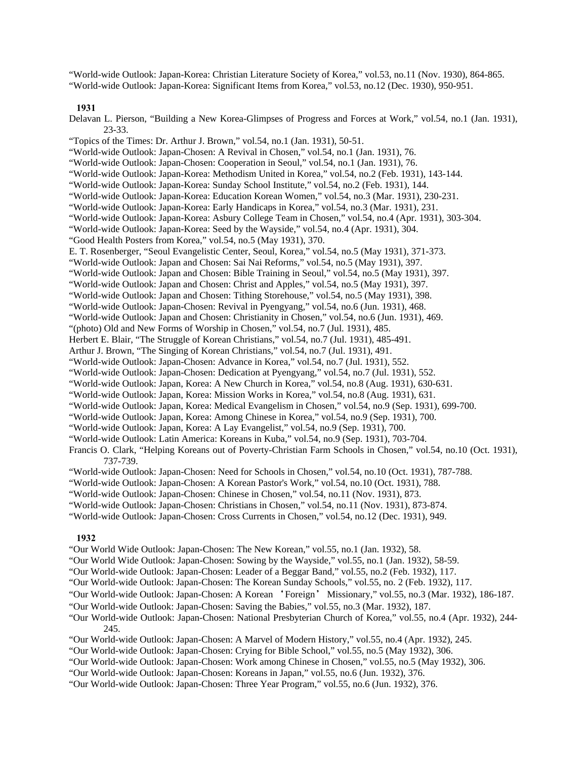"World-wide Outlook: Japan-Korea: Christian Literature Society of Korea," vol.53, no.11 (Nov. 1930), 864-865.
"World-wide Outlook: Japan-Korea: Significant Items from Korea," vol.53, no.12 (Dec. 1930), 950-951.

**1931**

Delavan L. Pierson, "Building a New Korea-Glimpses of Progress and Forces at Work," vol.54, no.1 (Jan. 1931), 23-33.
"Topics of the Times: Dr. Arthur J. Brown," vol.54, no.1 (Jan. 1931), 50-51.
"World-wide Outlook: Japan-Chosen: A Revival in Chosen," vol.54, no.1 (Jan. 1931), 76.
"World-wide Outlook: Japan-Chosen: Cooperation in Seoul," vol.54, no.1 (Jan. 1931), 76.
"World-wide Outlook: Japan-Korea: Methodism United in Korea," vol.54, no.2 (Feb. 1931), 143-144.
"World-wide Outlook: Japan-Korea: Sunday School Institute," vol.54, no.2 (Feb. 1931), 144.
"World-wide Outlook: Japan-Korea: Education Korean Women," vol.54, no.3 (Mar. 1931), 230-231.
"World-wide Outlook: Japan-Korea: Early Handicaps in Korea," vol.54, no.3 (Mar. 1931), 231.
"World-wide Outlook: Japan-Korea: Asbury College Team in Chosen," vol.54, no.4 (Apr. 1931), 303-304.
"World-wide Outlook: Japan-Korea: Seed by the Wayside," vol.54, no.4 (Apr. 1931), 304.
"Good Health Posters from Korea," vol.54, no.5 (May 1931), 370.
E. T. Rosenberger, "Seoul Evangelistic Center, Seoul, Korea," vol.54, no.5 (May 1931), 371-373.
"World-wide Outlook: Japan and Chosen: Sai Nai Reforms," vol.54, no.5 (May 1931), 397.
"World-wide Outlook: Japan and Chosen: Bible Training in Seoul," vol.54, no.5 (May 1931), 397.
"World-wide Outlook: Japan and Chosen: Christ and Apples," vol.54, no.5 (May 1931), 397.
"World-wide Outlook: Japan and Chosen: Tithing Storehouse," vol.54, no.5 (May 1931), 398.
"World-wide Outlook: Japan-Chosen: Revival in Pyengyang," vol.54, no.6 (Jun. 1931), 468.
"World-wide Outlook: Japan and Chosen: Christianity in Chosen," vol.54, no.6 (Jun. 1931), 469.
"(photo) Old and New Forms of Worship in Chosen," vol.54, no.7 (Jul. 1931), 485.
Herbert E. Blair, "The Struggle of Korean Christians," vol.54, no.7 (Jul. 1931), 485-491.
Arthur J. Brown, "The Singing of Korean Christians," vol.54, no.7 (Jul. 1931), 491.
"World-wide Outlook: Japan-Chosen: Advance in Korea," vol.54, no.7 (Jul. 1931), 552.
"World-wide Outlook: Japan-Chosen: Dedication at Pyengyang," vol.54, no.7 (Jul. 1931), 552.
"World-wide Outlook: Japan, Korea: A New Church in Korea," vol.54, no.8 (Aug. 1931), 630-631.
"World-wide Outlook: Japan, Korea: Mission Works in Korea," vol.54, no.8 (Aug. 1931), 631.
"World-wide Outlook: Japan, Korea: Medical Evangelism in Chosen," vol.54, no.9 (Sep. 1931), 699-700.
"World-wide Outlook: Japan, Korea: Among Chinese in Korea," vol.54, no.9 (Sep. 1931), 700.
"World-wide Outlook: Japan, Korea: A Lay Evangelist," vol.54, no.9 (Sep. 1931), 700.
"World-wide Outlook: Latin America: Koreans in Kuba," vol.54, no.9 (Sep. 1931), 703-704.
Francis O. Clark, "Helping Koreans out of Poverty-Christian Farm Schools in Chosen," vol.54, no.10 (Oct. 1931), 737-739.
"World-wide Outlook: Japan-Chosen: Need for Schools in Chosen," vol.54, no.10 (Oct. 1931), 787-788.
"World-wide Outlook: Japan-Chosen: A Korean Pastor's Work," vol.54, no.10 (Oct. 1931), 788.
"World-wide Outlook: Japan-Chosen: Chinese in Chosen," vol.54, no.11 (Nov. 1931), 873.
"World-wide Outlook: Japan-Chosen: Christians in Chosen," vol.54, no.11 (Nov. 1931), 873-874.
"World-wide Outlook: Japan-Chosen: Cross Currents in Chosen," vol.54, no.12 (Dec. 1931), 949.

**1932**

"Our World Wide Outlook: Japan-Chosen: The New Korean," vol.55, no.1 (Jan. 1932), 58.
"Our World Wide Outlook: Japan-Chosen: Sowing by the Wayside," vol.55, no.1 (Jan. 1932), 58-59.
"Our World-wide Outlook: Japan-Chosen: Leader of a Beggar Band," vol.55, no.2 (Feb. 1932), 117.
"Our World-wide Outlook: Japan-Chosen: The Korean Sunday Schools," vol.55, no. 2 (Feb. 1932), 117.
"Our World-wide Outlook: Japan-Chosen: A Korean 'Foreign' Missionary," vol.55, no.3 (Mar. 1932), 186-187.
"Our World-wide Outlook: Japan-Chosen: Saving the Babies," vol.55, no.3 (Mar. 1932), 187.
"Our World-wide Outlook: Japan-Chosen: National Presbyterian Church of Korea," vol.55, no.4 (Apr. 1932), 244-245.
"Our World-wide Outlook: Japan-Chosen: A Marvel of Modern History," vol.55, no.4 (Apr. 1932), 245.
"Our World-wide Outlook: Japan-Chosen: Crying for Bible School," vol.55, no.5 (May 1932), 306.
"Our World-wide Outlook: Japan-Chosen: Work among Chinese in Chosen," vol.55, no.5 (May 1932), 306.
"Our World-wide Outlook: Japan-Chosen: Koreans in Japan," vol.55, no.6 (Jun. 1932), 376.
"Our World-wide Outlook: Japan-Chosen: Three Year Program," vol.55, no.6 (Jun. 1932), 376.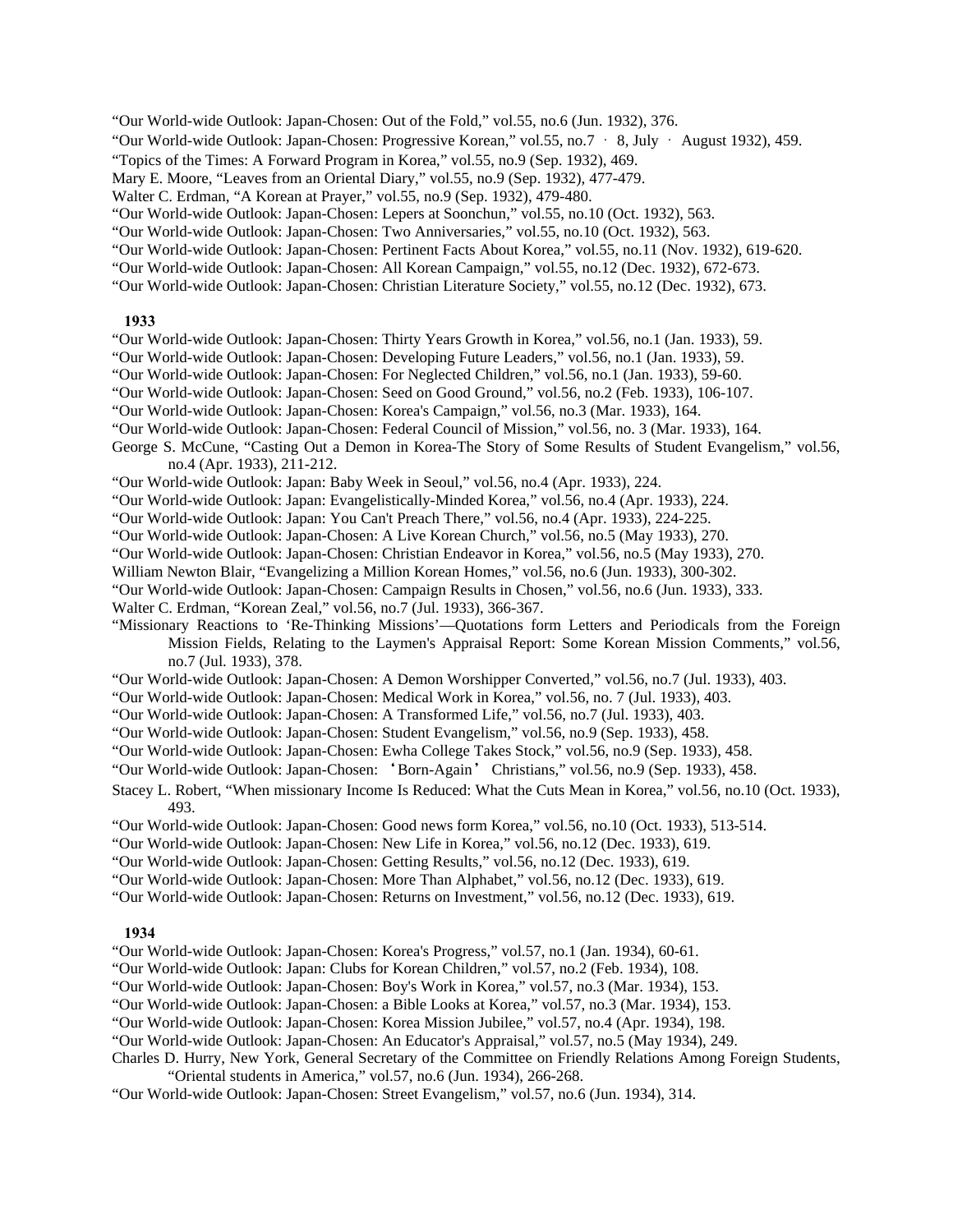"Our World-wide Outlook: Japan-Chosen: Out of the Fold," vol.55, no.6 (Jun. 1932), 376.

"Our World-wide Outlook: Japan-Chosen: Progressive Korean," vol.55, no.7 · 8, July · August 1932), 459.

"Topics of the Times: A Forward Program in Korea," vol.55, no.9 (Sep. 1932), 469.

Mary E. Moore, "Leaves from an Oriental Diary," vol.55, no.9 (Sep. 1932), 477-479.

Walter C. Erdman, "A Korean at Prayer," vol.55, no.9 (Sep. 1932), 479-480.

"Our World-wide Outlook: Japan-Chosen: Lepers at Soonchun," vol.55, no.10 (Oct. 1932), 563.

"Our World-wide Outlook: Japan-Chosen: Two Anniversaries," vol.55, no.10 (Oct. 1932), 563.

"Our World-wide Outlook: Japan-Chosen: Pertinent Facts About Korea," vol.55, no.11 (Nov. 1932), 619-620.

"Our World-wide Outlook: Japan-Chosen: All Korean Campaign," vol.55, no.12 (Dec. 1932), 672-673.

"Our World-wide Outlook: Japan-Chosen: Christian Literature Society," vol.55, no.12 (Dec. 1932), 673.

**1933**

"Our World-wide Outlook: Japan-Chosen: Thirty Years Growth in Korea," vol.56, no.1 (Jan. 1933), 59.

"Our World-wide Outlook: Japan-Chosen: Developing Future Leaders," vol.56, no.1 (Jan. 1933), 59.

"Our World-wide Outlook: Japan-Chosen: For Neglected Children," vol.56, no.1 (Jan. 1933), 59-60.

"Our World-wide Outlook: Japan-Chosen: Seed on Good Ground," vol.56, no.2 (Feb. 1933), 106-107.

"Our World-wide Outlook: Japan-Chosen: Korea's Campaign," vol.56, no.3 (Mar. 1933), 164.

"Our World-wide Outlook: Japan-Chosen: Federal Council of Mission," vol.56, no. 3 (Mar. 1933), 164.

George S. McCune, "Casting Out a Demon in Korea-The Story of Some Results of Student Evangelism," vol.56, no.4 (Apr. 1933), 211-212.

"Our World-wide Outlook: Japan: Baby Week in Seoul," vol.56, no.4 (Apr. 1933), 224.

"Our World-wide Outlook: Japan: Evangelistically-Minded Korea," vol.56, no.4 (Apr. 1933), 224.

"Our World-wide Outlook: Japan: You Can't Preach There," vol.56, no.4 (Apr. 1933), 224-225.

"Our World-wide Outlook: Japan-Chosen: A Live Korean Church," vol.56, no.5 (May 1933), 270.

"Our World-wide Outlook: Japan-Chosen: Christian Endeavor in Korea," vol.56, no.5 (May 1933), 270.

William Newton Blair, "Evangelizing a Million Korean Homes," vol.56, no.6 (Jun. 1933), 300-302.

"Our World-wide Outlook: Japan-Chosen: Campaign Results in Chosen," vol.56, no.6 (Jun. 1933), 333.

Walter C. Erdman, "Korean Zeal," vol.56, no.7 (Jul. 1933), 366-367.

"Missionary Reactions to 'Re-Thinking Missions'—Quotations form Letters and Periodicals from the Foreign Mission Fields, Relating to the Laymen's Appraisal Report: Some Korean Mission Comments," vol.56, no.7 (Jul. 1933), 378.

"Our World-wide Outlook: Japan-Chosen: A Demon Worshipper Converted," vol.56, no.7 (Jul. 1933), 403.

"Our World-wide Outlook: Japan-Chosen: Medical Work in Korea," vol.56, no. 7 (Jul. 1933), 403.

"Our World-wide Outlook: Japan-Chosen: A Transformed Life," vol.56, no.7 (Jul. 1933), 403.

"Our World-wide Outlook: Japan-Chosen: Student Evangelism," vol.56, no.9 (Sep. 1933), 458.

"Our World-wide Outlook: Japan-Chosen: Ewha College Takes Stock," vol.56, no.9 (Sep. 1933), 458.

"Our World-wide Outlook: Japan-Chosen: 'Born-Again' Christians," vol.56, no.9 (Sep. 1933), 458.

Stacey L. Robert, "When missionary Income Is Reduced: What the Cuts Mean in Korea," vol.56, no.10 (Oct. 1933), 493.

"Our World-wide Outlook: Japan-Chosen: Good news form Korea," vol.56, no.10 (Oct. 1933), 513-514.

"Our World-wide Outlook: Japan-Chosen: New Life in Korea," vol.56, no.12 (Dec. 1933), 619.

"Our World-wide Outlook: Japan-Chosen: Getting Results," vol.56, no.12 (Dec. 1933), 619.

"Our World-wide Outlook: Japan-Chosen: More Than Alphabet," vol.56, no.12 (Dec. 1933), 619.

"Our World-wide Outlook: Japan-Chosen: Returns on Investment," vol.56, no.12 (Dec. 1933), 619.

**1934**

"Our World-wide Outlook: Japan-Chosen: Korea's Progress," vol.57, no.1 (Jan. 1934), 60-61.

"Our World-wide Outlook: Japan: Clubs for Korean Children," vol.57, no.2 (Feb. 1934), 108.

"Our World-wide Outlook: Japan-Chosen: Boy's Work in Korea," vol.57, no.3 (Mar. 1934), 153.

"Our World-wide Outlook: Japan-Chosen: a Bible Looks at Korea," vol.57, no.3 (Mar. 1934), 153.

"Our World-wide Outlook: Japan-Chosen: Korea Mission Jubilee," vol.57, no.4 (Apr. 1934), 198.

"Our World-wide Outlook: Japan-Chosen: An Educator's Appraisal," vol.57, no.5 (May 1934), 249.

Charles D. Hurry, New York, General Secretary of the Committee on Friendly Relations Among Foreign Students, "Oriental students in America," vol.57, no.6 (Jun. 1934), 266-268.

"Our World-wide Outlook: Japan-Chosen: Street Evangelism," vol.57, no.6 (Jun. 1934), 314.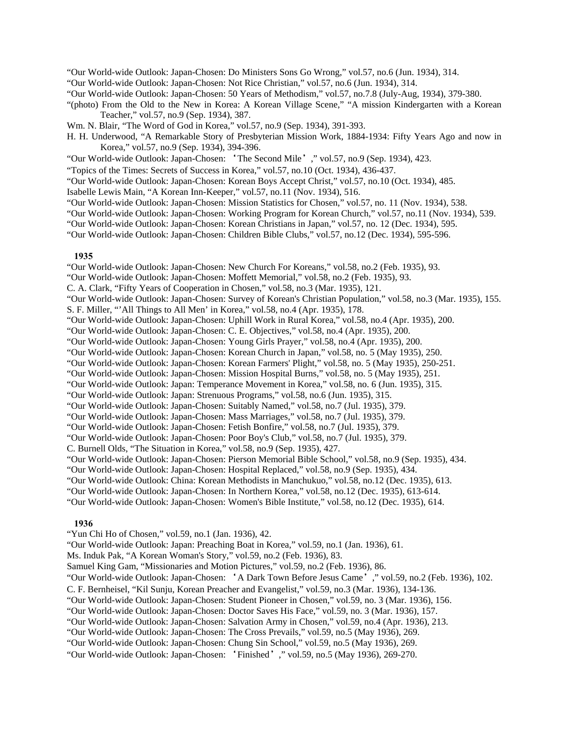“Our World-wide Outlook: Japan-Chosen: Do Ministers Sons Go Wrong,” vol.57, no.6 (Jun. 1934), 314.

“Our World-wide Outlook: Japan-Chosen: Not Rice Christian,” vol.57, no.6 (Jun. 1934), 314.

“Our World-wide Outlook: Japan-Chosen: 50 Years of Methodism,” vol.57, no.7.8 (July-Aug, 1934), 379-380.

“(photo) From the Old to the New in Korea: A Korean Village Scene,” “A mission Kindergarten with a Korean Teacher,” vol.57, no.9 (Sep. 1934), 387.

Wm. N. Blair, “The Word of God in Korea,” vol.57, no.9 (Sep. 1934), 391-393.

H. H. Underwood, “A Remarkable Story of Presbyterian Mission Work, 1884-1934: Fifty Years Ago and now in Korea,” vol.57, no.9 (Sep. 1934), 394-396.

“Our World-wide Outlook: Japan-Chosen: ‘The Second Mile’,” vol.57, no.9 (Sep. 1934), 423.

“Topics of the Times: Secrets of Success in Korea,” vol.57, no.10 (Oct. 1934), 436-437.

“Our World-wide Outlook: Japan-Chosen: Korean Boys Accept Christ,” vol.57, no.10 (Oct. 1934), 485.

Isabelle Lewis Main, “A Korean Inn-Keeper,” vol.57, no.11 (Nov. 1934), 516.

“Our World-wide Outlook: Japan-Chosen: Mission Statistics for Chosen,” vol.57, no. 11 (Nov. 1934), 538.

“Our World-wide Outlook: Japan-Chosen: Working Program for Korean Church,” vol.57, no.11 (Nov. 1934), 539.

“Our World-wide Outlook: Japan-Chosen: Korean Christians in Japan,” vol.57, no. 12 (Dec. 1934), 595.

“Our World-wide Outlook: Japan-Chosen: Children Bible Clubs,” vol.57, no.12 (Dec. 1934), 595-596.

**1935**

“Our World-wide Outlook: Japan-Chosen: New Church For Koreans,” vol.58, no.2 (Feb. 1935), 93.

“Our World-wide Outlook: Japan-Chosen: Moffett Memorial,” vol.58, no.2 (Feb. 1935), 93.

C. A. Clark, “Fifty Years of Cooperation in Chosen,” vol.58, no.3 (Mar. 1935), 121.

“Our World-wide Outlook: Japan-Chosen: Survey of Korean's Christian Population,” vol.58, no.3 (Mar. 1935), 155.

S. F. Miller, “’All Things to All Men’ in Korea,” vol.58, no.4 (Apr. 1935), 178.

“Our World-wide Outlook: Japan-Chosen: Uphill Work in Rural Korea,” vol.58, no.4 (Apr. 1935), 200.

“Our World-wide Outlook: Japan-Chosen: C. E. Objectives,” vol.58, no.4 (Apr. 1935), 200.

“Our World-wide Outlook: Japan-Chosen: Young Girls Prayer,” vol.58, no.4 (Apr. 1935), 200.

“Our World-wide Outlook: Japan-Chosen: Korean Church in Japan,” vol.58, no. 5 (May 1935), 250.

“Our World-wide Outlook: Japan-Chosen: Korean Farmers' Plight,” vol.58, no. 5 (May 1935), 250-251.

“Our World-wide Outlook: Japan-Chosen: Mission Hospital Burns,” vol.58, no. 5 (May 1935), 251.

“Our World-wide Outlook: Japan: Temperance Movement in Korea,” vol.58, no. 6 (Jun. 1935), 315.

“Our World-wide Outlook: Japan: Strenuous Programs,” vol.58, no.6 (Jun. 1935), 315.

“Our World-wide Outlook: Japan-Chosen: Suitably Named,” vol.58, no.7 (Jul. 1935), 379.

“Our World-wide Outlook: Japan-Chosen: Mass Marriages,” vol.58, no.7 (Jul. 1935), 379.

“Our World-wide Outlook: Japan-Chosen: Fetish Bonfire,” vol.58, no.7 (Jul. 1935), 379.

“Our World-wide Outlook: Japan-Chosen: Poor Boy's Club,” vol.58, no.7 (Jul. 1935), 379.

C. Burnell Olds, “The Situation in Korea,” vol.58, no.9 (Sep. 1935), 427.

“Our World-wide Outlook: Japan-Chosen: Pierson Memorial Bible School,” vol.58, no.9 (Sep. 1935), 434.

“Our World-wide Outlook: Japan-Chosen: Hospital Replaced,” vol.58, no.9 (Sep. 1935), 434.

“Our World-wide Outlook: China: Korean Methodists in Manchukuo,” vol.58, no.12 (Dec. 1935), 613.

“Our World-wide Outlook: Japan-Chosen: In Northern Korea,” vol.58, no.12 (Dec. 1935), 613-614.

“Our World-wide Outlook: Japan-Chosen: Women's Bible Institute,” vol.58, no.12 (Dec. 1935), 614.

**1936**

“Yun Chi Ho of Chosen,” vol.59, no.1 (Jan. 1936), 42.

“Our World-wide Outlook: Japan: Preaching Boat in Korea,” vol.59, no.1 (Jan. 1936), 61.

Ms. Induk Pak, “A Korean Woman's Story,” vol.59, no.2 (Feb. 1936), 83.

Samuel King Gam, “Missionaries and Motion Pictures,” vol.59, no.2 (Feb. 1936), 86.

“Our World-wide Outlook: Japan-Chosen: ‘A Dark Town Before Jesus Came’,” vol.59, no.2 (Feb. 1936), 102.

C. F. Bernheisel, “Kil Sunju, Korean Preacher and Evangelist,” vol.59, no.3 (Mar. 1936), 134-136.

“Our World-wide Outlook: Japan-Chosen: Student Pioneer in Chosen,” vol.59, no. 3 (Mar. 1936), 156.

“Our World-wide Outlook: Japan-Chosen: Doctor Saves His Face,” vol.59, no. 3 (Mar. 1936), 157.

“Our World-wide Outlook: Japan-Chosen: Salvation Army in Chosen,” vol.59, no.4 (Apr. 1936), 213.

“Our World-wide Outlook: Japan-Chosen: The Cross Prevails,” vol.59, no.5 (May 1936), 269.

“Our World-wide Outlook: Japan-Chosen: Chung Sin School,” vol.59, no.5 (May 1936), 269.

“Our World-wide Outlook: Japan-Chosen: ‘Finished’,” vol.59, no.5 (May 1936), 269-270.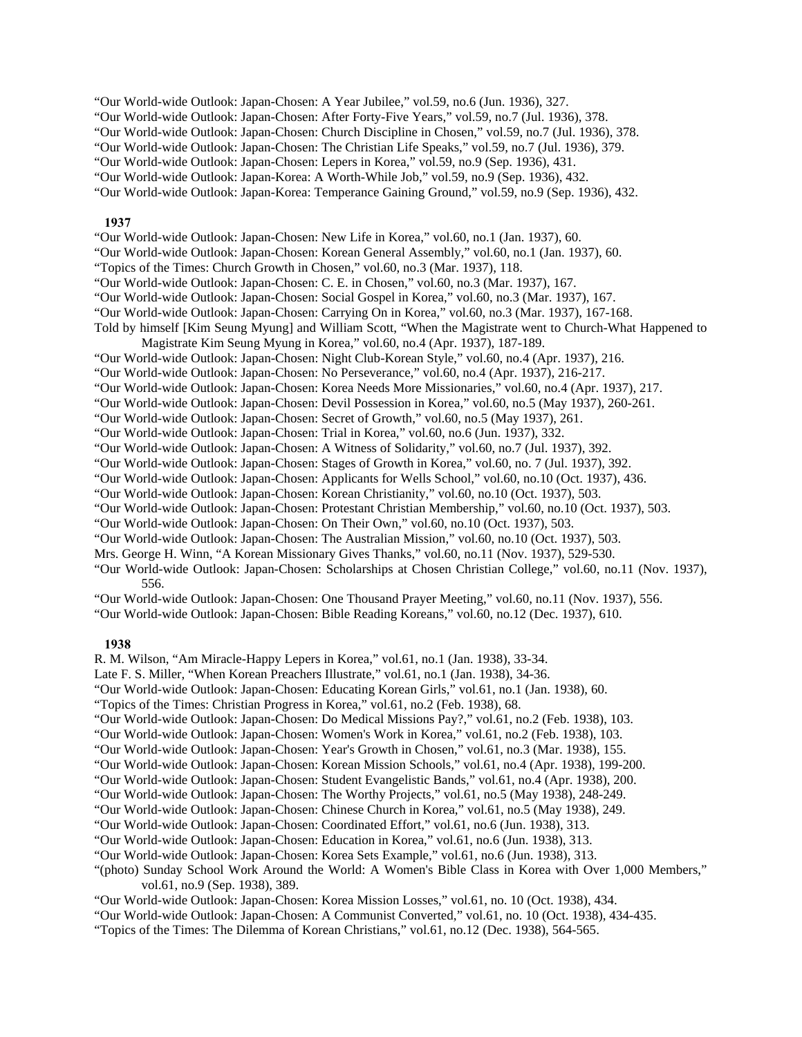“Our World-wide Outlook: Japan-Chosen: A Year Jubilee,” vol.59, no.6 (Jun. 1936), 327.
“Our World-wide Outlook: Japan-Chosen: After Forty-Five Years,” vol.59, no.7 (Jul. 1936), 378.
“Our World-wide Outlook: Japan-Chosen: Church Discipline in Chosen,” vol.59, no.7 (Jul. 1936), 378.
“Our World-wide Outlook: Japan-Chosen: The Christian Life Speaks,” vol.59, no.7 (Jul. 1936), 379.
“Our World-wide Outlook: Japan-Chosen: Lepers in Korea,” vol.59, no.9 (Sep. 1936), 431.
“Our World-wide Outlook: Japan-Korea: A Worth-While Job,” vol.59, no.9 (Sep. 1936), 432.
“Our World-wide Outlook: Japan-Korea: Temperance Gaining Ground,” vol.59, no.9 (Sep. 1936), 432.

**1937**

“Our World-wide Outlook: Japan-Chosen: New Life in Korea,” vol.60, no.1 (Jan. 1937), 60.
“Our World-wide Outlook: Japan-Chosen: Korean General Assembly,” vol.60, no.1 (Jan. 1937), 60.
“Topics of the Times: Church Growth in Chosen,” vol.60, no.3 (Mar. 1937), 118.
“Our World-wide Outlook: Japan-Chosen: C. E. in Chosen,” vol.60, no.3 (Mar. 1937), 167.
“Our World-wide Outlook: Japan-Chosen: Social Gospel in Korea,” vol.60, no.3 (Mar. 1937), 167.
“Our World-wide Outlook: Japan-Chosen: Carrying On in Korea,” vol.60, no.3 (Mar. 1937), 167-168.
Told by himself [Kim Seung Myung] and William Scott, “When the Magistrate went to Church-What Happened to Magistrate Kim Seung Myung in Korea,” vol.60, no.4 (Apr. 1937), 187-189.
“Our World-wide Outlook: Japan-Chosen: Night Club-Korean Style,” vol.60, no.4 (Apr. 1937), 216.
“Our World-wide Outlook: Japan-Chosen: No Perseverance,” vol.60, no.4 (Apr. 1937), 216-217.
“Our World-wide Outlook: Japan-Chosen: Korea Needs More Missionaries,” vol.60, no.4 (Apr. 1937), 217.
“Our World-wide Outlook: Japan-Chosen: Devil Possession in Korea,” vol.60, no.5 (May 1937), 260-261.
“Our World-wide Outlook: Japan-Chosen: Secret of Growth,” vol.60, no.5 (May 1937), 261.
“Our World-wide Outlook: Japan-Chosen: Trial in Korea,” vol.60, no.6 (Jun. 1937), 332.
“Our World-wide Outlook: Japan-Chosen: A Witness of Solidarity,” vol.60, no.7 (Jul. 1937), 392.
“Our World-wide Outlook: Japan-Chosen: Stages of Growth in Korea,” vol.60, no. 7 (Jul. 1937), 392.
“Our World-wide Outlook: Japan-Chosen: Applicants for Wells School,” vol.60, no.10 (Oct. 1937), 436.
“Our World-wide Outlook: Japan-Chosen: Korean Christianity,” vol.60, no.10 (Oct. 1937), 503.
“Our World-wide Outlook: Japan-Chosen: Protestant Christian Membership,” vol.60, no.10 (Oct. 1937), 503.
“Our World-wide Outlook: Japan-Chosen: On Their Own,” vol.60, no.10 (Oct. 1937), 503.
“Our World-wide Outlook: Japan-Chosen: The Australian Mission,” vol.60, no.10 (Oct. 1937), 503.
Mrs. George H. Winn, “A Korean Missionary Gives Thanks,” vol.60, no.11 (Nov. 1937), 529-530.
“Our World-wide Outlook: Japan-Chosen: Scholarships at Chosen Christian College,” vol.60, no.11 (Nov. 1937), 556.
“Our World-wide Outlook: Japan-Chosen: One Thousand Prayer Meeting,” vol.60, no.11 (Nov. 1937), 556.
“Our World-wide Outlook: Japan-Chosen: Bible Reading Koreans,” vol.60, no.12 (Dec. 1937), 610.

**1938**

R. M. Wilson, “Am Miracle-Happy Lepers in Korea,” vol.61, no.1 (Jan. 1938), 33-34.
Late F. S. Miller, “When Korean Preachers Illustrate,” vol.61, no.1 (Jan. 1938), 34-36.
“Our World-wide Outlook: Japan-Chosen: Educating Korean Girls,” vol.61, no.1 (Jan. 1938), 60.
“Topics of the Times: Christian Progress in Korea,” vol.61, no.2 (Feb. 1938), 68.
“Our World-wide Outlook: Japan-Chosen: Do Medical Missions Pay?,” vol.61, no.2 (Feb. 1938), 103.
“Our World-wide Outlook: Japan-Chosen: Women's Work in Korea,” vol.61, no.2 (Feb. 1938), 103.
“Our World-wide Outlook: Japan-Chosen: Year's Growth in Chosen,” vol.61, no.3 (Mar. 1938), 155.
“Our World-wide Outlook: Japan-Chosen: Korean Mission Schools,” vol.61, no.4 (Apr. 1938), 199-200.
“Our World-wide Outlook: Japan-Chosen: Student Evangelistic Bands,” vol.61, no.4 (Apr. 1938), 200.
“Our World-wide Outlook: Japan-Chosen: The Worthy Projects,” vol.61, no.5 (May 1938), 248-249.
“Our World-wide Outlook: Japan-Chosen: Chinese Church in Korea,” vol.61, no.5 (May 1938), 249.
“Our World-wide Outlook: Japan-Chosen: Coordinated Effort,” vol.61, no.6 (Jun. 1938), 313.
“Our World-wide Outlook: Japan-Chosen: Education in Korea,” vol.61, no.6 (Jun. 1938), 313.
“Our World-wide Outlook: Japan-Chosen: Korea Sets Example,” vol.61, no.6 (Jun. 1938), 313.
“(photo) Sunday School Work Around the World: A Women's Bible Class in Korea with Over 1,000 Members,” vol.61, no.9 (Sep. 1938), 389.
“Our World-wide Outlook: Japan-Chosen: Korea Mission Losses,” vol.61, no. 10 (Oct. 1938), 434.
“Our World-wide Outlook: Japan-Chosen: A Communist Converted,” vol.61, no. 10 (Oct. 1938), 434-435.
“Topics of the Times: The Dilemma of Korean Christians,” vol.61, no.12 (Dec. 1938), 564-565.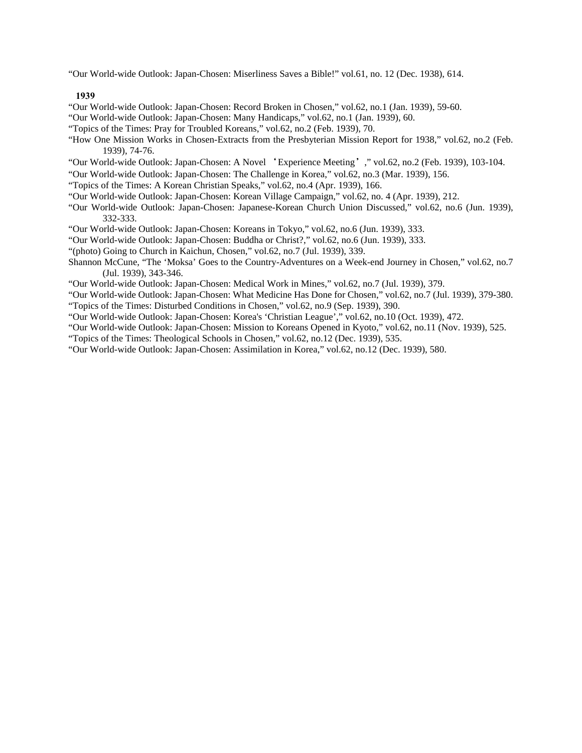"Our World-wide Outlook: Japan-Chosen: Miserliness Saves a Bible!" vol.61, no. 12 (Dec. 1938), 614.

**1939**

"Our World-wide Outlook: Japan-Chosen: Record Broken in Chosen," vol.62, no.1 (Jan. 1939), 59-60.

"Our World-wide Outlook: Japan-Chosen: Many Handicaps," vol.62, no.1 (Jan. 1939), 60.

"Topics of the Times: Pray for Troubled Koreans," vol.62, no.2 (Feb. 1939), 70.

"How One Mission Works in Chosen-Extracts from the Presbyterian Mission Report for 1938," vol.62, no.2 (Feb. 1939), 74-76.

"Our World-wide Outlook: Japan-Chosen: A Novel ‘Experience Meeting’," vol.62, no.2 (Feb. 1939), 103-104.

"Our World-wide Outlook: Japan-Chosen: The Challenge in Korea," vol.62, no.3 (Mar. 1939), 156.

"Topics of the Times: A Korean Christian Speaks," vol.62, no.4 (Apr. 1939), 166.

"Our World-wide Outlook: Japan-Chosen: Korean Village Campaign," vol.62, no. 4 (Apr. 1939), 212.

"Our World-wide Outlook: Japan-Chosen: Japanese-Korean Church Union Discussed," vol.62, no.6 (Jun. 1939), 332-333.

"Our World-wide Outlook: Japan-Chosen: Koreans in Tokyo," vol.62, no.6 (Jun. 1939), 333.

"Our World-wide Outlook: Japan-Chosen: Buddha or Christ?," vol.62, no.6 (Jun. 1939), 333.

"(photo) Going to Church in Kaichun, Chosen," vol.62, no.7 (Jul. 1939), 339.

Shannon McCune, "The 'Moksa' Goes to the Country-Adventures on a Week-end Journey in Chosen," vol.62, no.7 (Jul. 1939), 343-346.

"Our World-wide Outlook: Japan-Chosen: Medical Work in Mines," vol.62, no.7 (Jul. 1939), 379.

"Our World-wide Outlook: Japan-Chosen: What Medicine Has Done for Chosen," vol.62, no.7 (Jul. 1939), 379-380.

"Topics of the Times: Disturbed Conditions in Chosen," vol.62, no.9 (Sep. 1939), 390.

"Our World-wide Outlook: Japan-Chosen: Korea's 'Christian League'," vol.62, no.10 (Oct. 1939), 472.

"Our World-wide Outlook: Japan-Chosen: Mission to Koreans Opened in Kyoto," vol.62, no.11 (Nov. 1939), 525.

"Topics of the Times: Theological Schools in Chosen," vol.62, no.12 (Dec. 1939), 535.

"Our World-wide Outlook: Japan-Chosen: Assimilation in Korea," vol.62, no.12 (Dec. 1939), 580.